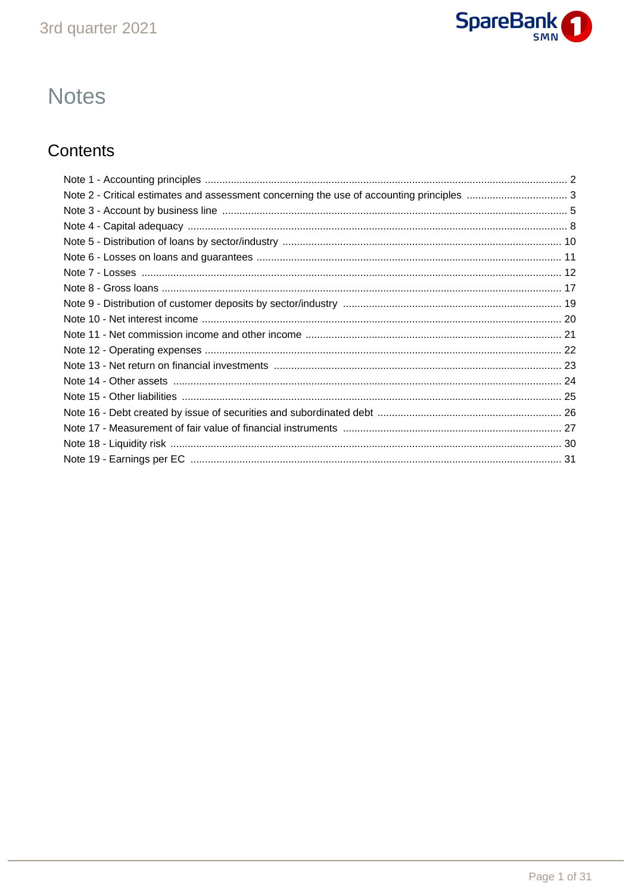# Notes

## Contents

- Note 1 - Accounting principles ... 2
- Note 2 - Critical estimates and assessment concerning the use of accounting principles ... 3
- Note 3 - Account by business line ... 5
- Note 4 - Capital adequacy ... 8
- Note 5 - Distribution of loans by sector/industry ... 10
- Note 6 - Losses on loans and guarantees ... 11
- Note 7 - Losses ... 12
- Note 8 - Gross loans ... 17
- Note 9 - Distribution of customer deposits by sector/industry ... 19
- Note 10 - Net interest income ... 20
- Note 11 - Net commission income and other income ... 21
- Note 12 - Operating expenses ... 22
- Note 13 - Net return on financial investments ... 23
- Note 14 - Other assets ... 24
- Note 15 - Other liabilities ... 25
- Note 16 - Debt created by issue of securities and subordinated debt ... 26
- Note 17 - Measurement of fair value of financial instruments ... 27
- Note 18 - Liquidity risk ... 30
- Note 19 - Earnings per EC ... 31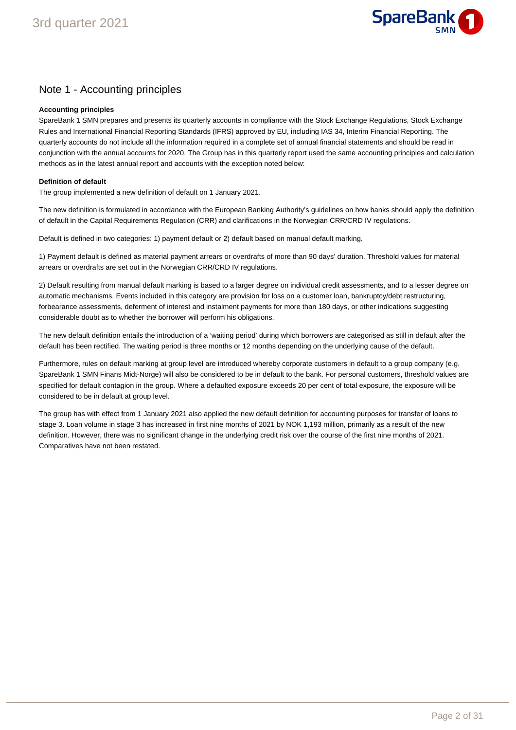# Note 1 - Accounting principles

**Accounting principles**

SpareBank 1 SMN prepares and presents its quarterly accounts in compliance with the Stock Exchange Regulations, Stock Exchange Rules and International Financial Reporting Standards (IFRS) approved by EU, including IAS 34, Interim Financial Reporting. The quarterly accounts do not include all the information required in a complete set of annual financial statements and should be read in conjunction with the annual accounts for 2020. The Group has in this quarterly report used the same accounting principles and calculation methods as in the latest annual report and accounts with the exception noted below:

**Definition of default**

The group implemented a new definition of default on 1 January 2021.

The new definition is formulated in accordance with the European Banking Authority's guidelines on how banks should apply the definition of default in the Capital Requirements Regulation (CRR) and clarifications in the Norwegian CRR/CRD IV regulations.

Default is defined in two categories: 1) payment default or 2) default based on manual default marking.

1) Payment default is defined as material payment arrears or overdrafts of more than 90 days' duration. Threshold values for material arrears or overdrafts are set out in the Norwegian CRR/CRD IV regulations.

2) Default resulting from manual default marking is based to a larger degree on individual credit assessments, and to a lesser degree on automatic mechanisms. Events included in this category are provision for loss on a customer loan, bankruptcy/debt restructuring, forbearance assessments, deferment of interest and instalment payments for more than 180 days, or other indications suggesting considerable doubt as to whether the borrower will perform his obligations.

The new default definition entails the introduction of a 'waiting period' during which borrowers are categorised as still in default after the default has been rectified. The waiting period is three months or 12 months depending on the underlying cause of the default.

Furthermore, rules on default marking at group level are introduced whereby corporate customers in default to a group company (e.g. SpareBank 1 SMN Finans Midt-Norge) will also be considered to be in default to the bank. For personal customers, threshold values are specified for default contagion in the group. Where a defaulted exposure exceeds 20 per cent of total exposure, the exposure will be considered to be in default at group level.

The group has with effect from 1 January 2021 also applied the new default definition for accounting purposes for transfer of loans to stage 3. Loan volume in stage 3 has increased in first nine months of 2021 by NOK 1,193 million, primarily as a result of the new definition. However, there was no significant change in the underlying credit risk over the course of the first nine months of 2021. Comparatives have not been restated.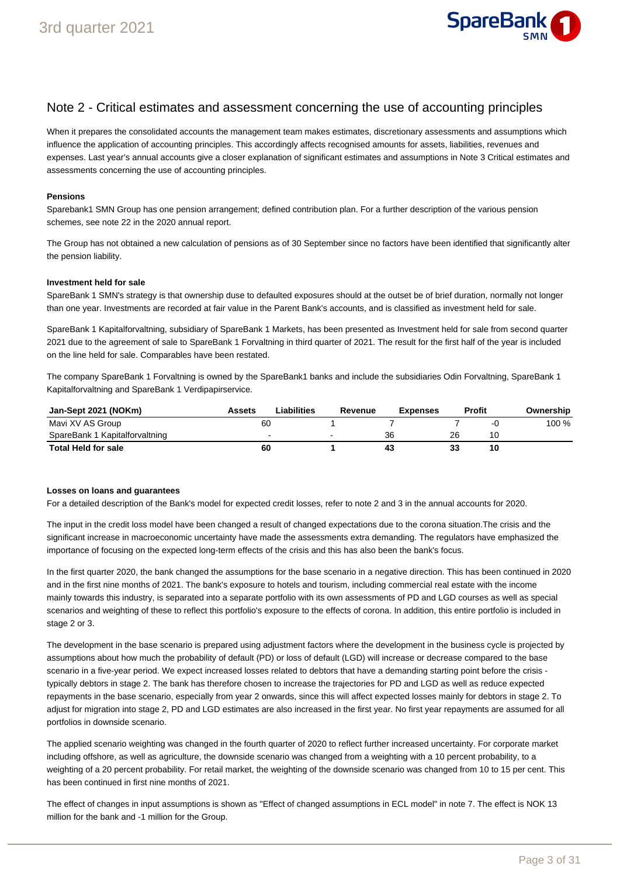## Note 2 - Critical estimates and assessment concerning the use of accounting principles

When it prepares the consolidated accounts the management team makes estimates, discretionary assessments and assumptions which influence the application of accounting principles. This accordingly affects recognised amounts for assets, liabilities, revenues and expenses. Last year's annual accounts give a closer explanation of significant estimates and assumptions in Note 3 Critical estimates and assessments concerning the use of accounting principles.

**Pensions**

Sparebank1 SMN Group has one pension arrangement; defined contribution plan. For a further description of the various pension schemes, see note 22 in the 2020 annual report.

The Group has not obtained a new calculation of pensions as of 30 September since no factors have been identified that significantly alter the pension liability.

**Investment held for sale**

SpareBank 1 SMN's strategy is that ownership duse to defaulted exposures should at the outset be of brief duration, normally not longer than one year. Investments are recorded at fair value in the Parent Bank's accounts, and is classified as investment held for sale.

SpareBank 1 Kapitalforvaltning, subsidiary of SpareBank 1 Markets, has been presented as Investment held for sale from second quarter 2021 due to the agreement of sale to SpareBank 1 Forvaltning in third quarter of 2021. The result for the first half of the year is included on the line held for sale. Comparables have been restated.

The company SpareBank 1 Forvaltning is owned by the SpareBank1 banks and include the subsidiaries Odin Forvaltning, SpareBank 1 Kapitalforvaltning and SpareBank 1 Verdipapirservice.

| Jan-Sept 2021 (NOKm) | Assets | Liabilities | Revenue | Expenses | Profit | Ownership |
|---|---|---|---|---|---|---|
| Mavi XV AS Group | 60 | 1 | 7 | 7 | -0 | 100 % |
| SpareBank 1 Kapitalforvaltning | - | - | 36 | 26 | 10 | |
| **Total Held for sale** | **60** | **1** | **43** | **33** | **10** | |

**Losses on loans and guarantees**

For a detailed description of the Bank's model for expected credit losses, refer to note 2 and 3 in the annual accounts for 2020.

The input in the credit loss model have been changed a result of changed expectations due to the corona situation.The crisis and the significant increase in macroeconomic uncertainty have made the assessments extra demanding. The regulators have emphasized the importance of focusing on the expected long-term effects of the crisis and this has also been the bank's focus.

In the first quarter 2020, the bank changed the assumptions for the base scenario in a negative direction. This has been continued in 2020 and in the first nine months of 2021. The bank's exposure to hotels and tourism, including commercial real estate with the income mainly towards this industry, is separated into a separate portfolio with its own assessments of PD and LGD courses as well as special scenarios and weighting of these to reflect this portfolio's exposure to the effects of corona. In addition, this entire portfolio is included in stage 2 or 3.

The development in the base scenario is prepared using adjustment factors where the development in the business cycle is projected by assumptions about how much the probability of default (PD) or loss of default (LGD) will increase or decrease compared to the base scenario in a five-year period. We expect increased losses related to debtors that have a demanding starting point before the crisis - typically debtors in stage 2. The bank has therefore chosen to increase the trajectories for PD and LGD as well as reduce expected repayments in the base scenario, especially from year 2 onwards, since this will affect expected losses mainly for debtors in stage 2. To adjust for migration into stage 2, PD and LGD estimates are also increased in the first year. No first year repayments are assumed for all portfolios in downside scenario.

The applied scenario weighting was changed in the fourth quarter of 2020 to reflect further increased uncertainty. For corporate market including offshore, as well as agriculture, the downside scenario was changed from a weighting with a 10 percent probability, to a weighting of a 20 percent probability. For retail market, the weighting of the downside scenario was changed from 10 to 15 per cent. This has been continued in first nine months of 2021.

The effect of changes in input assumptions is shown as "Effect of changed assumptions in ECL model" in note 7. The effect is NOK 13 million for the bank and -1 million for the Group.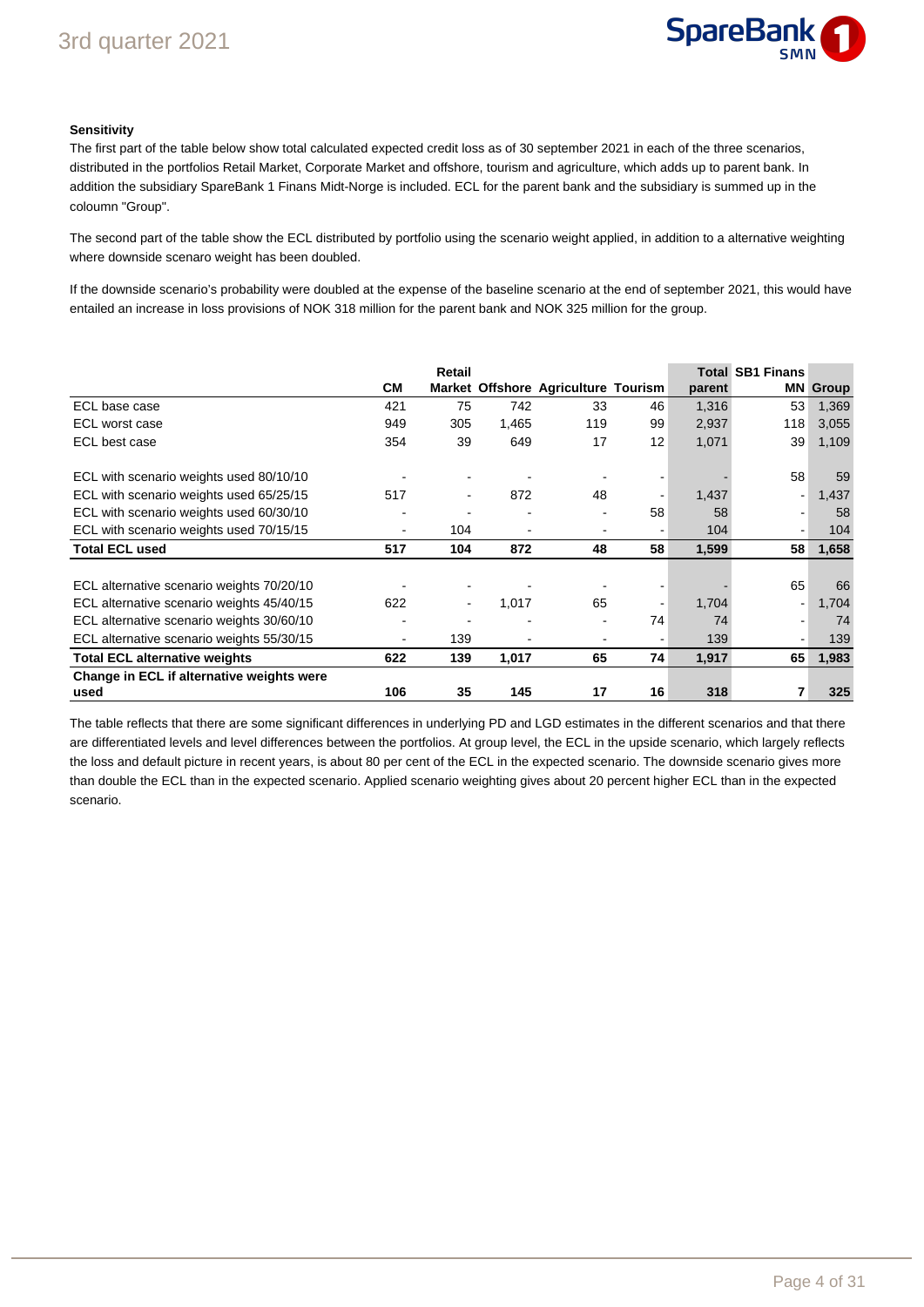**Sensitivity**

The first part of the table below show total calculated expected credit loss as of 30 september 2021 in each of the three scenarios, distributed in the portfolios Retail Market, Corporate Market and offshore, tourism and agriculture, which adds up to parent bank. In addition the subsidiary SpareBank 1 Finans Midt-Norge is included. ECL for the parent bank and the subsidiary is summed up in the coloumn "Group".

The second part of the table show the ECL distributed by portfolio using the scenario weight applied, in addition to a alternative weighting where downside scenaro weight has been doubled.

If the downside scenario's probability were doubled at the expense of the baseline scenario at the end of september 2021, this would have entailed an increase in loss provisions of NOK 318 million for the parent bank and NOK 325 million for the group.

| | CM | Retail Market | Offshore | Agriculture | Tourism | Total parent | SB1 Finans MN | Group |
|---|---|---|---|---|---|---|---|---|
| ECL base case | 421 | 75 | 742 | 33 | 46 | 1,316 | 53 | 1,369 |
| ECL worst case | 949 | 305 | 1,465 | 119 | 99 | 2,937 | 118 | 3,055 |
| ECL best case | 354 | 39 | 649 | 17 | 12 | 1,071 | 39 | 1,109 |
| | | | | | | | | |
| ECL with scenario weights used 80/10/10 | - | - | - | - | - | - | 58 | 59 |
| ECL with scenario weights used 65/25/15 | 517 | - | 872 | 48 | - | 1,437 | - | 1,437 |
| ECL with scenario weights used 60/30/10 | - | - | - | - | 58 | 58 | - | 58 |
| ECL with scenario weights used 70/15/15 | - | 104 | - | - | - | 104 | - | 104 |
| **Total ECL used** | **517** | **104** | **872** | **48** | **58** | **1,599** | **58** | **1,658** |
| | | | | | | | | |
| ECL alternative scenario weights 70/20/10 | - | - | - | - | - | - | 65 | 66 |
| ECL alternative scenario weights 45/40/15 | 622 | - | 1,017 | 65 | - | 1,704 | - | 1,704 |
| ECL alternative scenario weights 30/60/10 | - | - | - | - | 74 | 74 | - | 74 |
| ECL alternative scenario weights 55/30/15 | - | 139 | - | - | - | 139 | - | 139 |
| **Total ECL alternative weights** | **622** | **139** | **1,017** | **65** | **74** | **1,917** | **65** | **1,983** |
| **Change in ECL if alternative weights were used** | **106** | **35** | **145** | **17** | **16** | **318** | **7** | **325** |

The table reflects that there are some significant differences in underlying PD and LGD estimates in the different scenarios and that there are differentiated levels and level differences between the portfolios. At group level, the ECL in the upside scenario, which largely reflects the loss and default picture in recent years, is about 80 per cent of the ECL in the expected scenario. The downside scenario gives more than double the ECL than in the expected scenario. Applied scenario weighting gives about 20 percent higher ECL than in the expected scenario.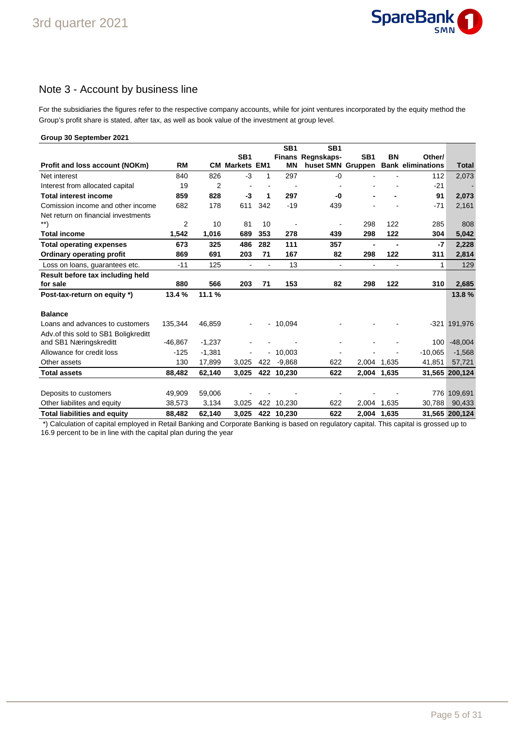# Note 3 - Account by business line

For the subsidiaries the figures refer to the respective company accounts, while for joint ventures incorporated by the equity method the Group's profit share is stated, after tax, as well as book value of the investment at group level.

**Group 30 September 2021**

| Profit and loss account (NOKm) | RM | CM | SB1 Markets | EM1 | SB1 Finans MN | SB1 Regnskaps-huset SMN | SB1 Gruppen | BN Bank | Other/ eliminations | Total |
|---|---|---|---|---|---|---|---|---|---|---|
| Net interest | 840 | 826 | -3 | 1 | 297 | -0 | - | - | 112 | 2,073 |
| Interest from allocated capital | 19 | 2 | - | - | - | - | - | - | -21 | - |
| **Total interest income** | **859** | **828** | **-3** | **1** | **297** | **-0** | **-** | **-** | **91** | **2,073** |
| Comission income and other income | 682 | 178 | 611 | 342 | -19 | 439 | - | - | -71 | 2,161 |
| Net return on financial investments **) | 2 | 10 | 81 | 10 | - | - | 298 | 122 | 285 | 808 |
| **Total income** | **1,542** | **1,016** | **689** | **353** | **278** | **439** | **298** | **122** | **304** | **5,042** |
| **Total operating expenses** | **673** | **325** | **486** | **282** | **111** | **357** | **-** | **-** | **-7** | **2,228** |
| **Ordinary operating profit** | **869** | **691** | **203** | **71** | **167** | **82** | **298** | **122** | **311** | **2,814** |
| Loss on loans, guarantees etc. | -11 | 125 | - | - | 13 | - | - | - | 1 | 129 |
| **Result before tax including held for sale** | **880** | **566** | **203** | **71** | **153** | **82** | **298** | **122** | **310** | **2,685** |
| **Post-tax-return on equity *)** | **13.4 %** | **11.1 %** | | | | | | | | **13.8 %** |
| | | | | | | | | | | |
| **Balance** | | | | | | | | | | |
| Loans and advances to customers | 135,344 | 46,859 | - | - | 10,094 | - | - | - | -321 | 191,976 |
| Adv.of this sold to SB1 Boligkreditt and SB1 Næringskreditt | -46,867 | -1,237 | - | - | - | - | - | - | 100 | -48,004 |
| Allowance for credit loss | -125 | -1,381 | - | - | 10,003 | - | - | - | -10,065 | -1,568 |
| Other assets | 130 | 17,899 | 3,025 | 422 | -9,868 | 622 | 2,004 | 1,635 | 41,851 | 57,721 |
| **Total assets** | **88,482** | **62,140** | **3,025** | **422** | **10,230** | **622** | **2,004** | **1,635** | **31,565** | **200,124** |
| | | | | | | | | | | |
| Deposits to customers | 49,909 | 59,006 | - | - | - | - | - | - | 776 | 109,691 |
| Other liabilites and equity | 38,573 | 3,134 | 3,025 | 422 | 10,230 | 622 | 2,004 | 1,635 | 30,788 | 90,433 |
| **Total liabilities and equity** | **88,482** | **62,140** | **3,025** | **422** | **10,230** | **622** | **2,004** | **1,635** | **31,565** | **200,124** |

*) Calculation of capital employed in Retail Banking and Corporate Banking is based on regulatory capital. This capital is grossed up to 16.9 percent to be in line with the capital plan during the year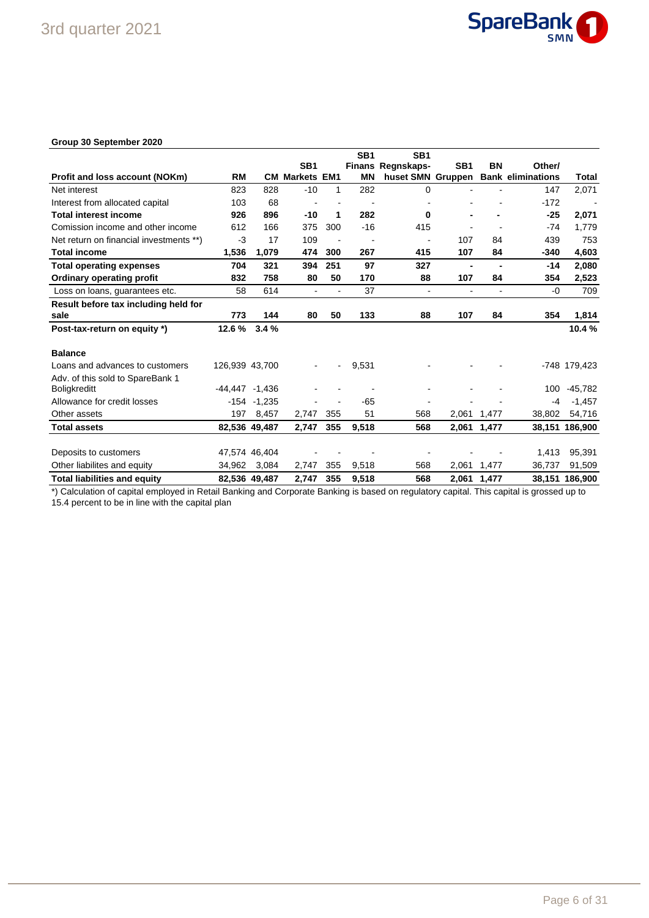**Group 30 September 2020**

| Profit and loss account (NOKm) | RM | CM | SB1 Markets | EM1 | SB1 Finans MN | SB1 Regnskaps-huset SMN | SB1 Gruppen | BN Bank | Other/ eliminations | Total |
|---|---|---|---|---|---|---|---|---|---|---|
| Net interest | 823 | 828 | -10 | 1 | 282 | 0 | - | - | 147 | 2,071 |
| Interest from allocated capital | 103 | 68 | - | - | - | - | - | - | -172 | - |
| **Total interest income** | **926** | **896** | **-10** | **1** | **282** | **0** | **-** | **-** | **-25** | **2,071** |
| Comission income and other income | 612 | 166 | 375 | 300 | -16 | 415 | - | - | -74 | 1,779 |
| Net return on financial investments **) | -3 | 17 | 109 | - | - | - | 107 | 84 | 439 | 753 |
| **Total income** | **1,536** | **1,079** | **474** | **300** | **267** | **415** | **107** | **84** | **-340** | **4,603** |
| **Total operating expenses** | **704** | **321** | **394** | **251** | **97** | **327** | **-** | **-** | **-14** | **2,080** |
| **Ordinary operating profit** | **832** | **758** | **80** | **50** | **170** | **88** | **107** | **84** | **354** | **2,523** |
| Loss on loans, guarantees etc. | 58 | 614 | - | - | 37 | - | - | - | -0 | 709 |
| **Result before tax including held for sale** | **773** | **144** | **80** | **50** | **133** | **88** | **107** | **84** | **354** | **1,814** |
| **Post-tax-return on equity *)** | **12.6 %** | **3.4 %** | | | | | | | | **10.4 %** |
| | | | | | | | | | | |
| **Balance** | | | | | | | | | | |
| Loans and advances to customers | 126,939 | 43,700 | - | - | 9,531 | - | - | - | -748 | 179,423 |
| Adv. of this sold to SpareBank 1 Boligkreditt | -44,447 | -1,436 | - | - | - | - | - | - | 100 | -45,782 |
| Allowance for credit losses | -154 | -1,235 | - | - | -65 | - | - | - | -4 | -1,457 |
| Other assets | 197 | 8,457 | 2,747 | 355 | 51 | 568 | 2,061 | 1,477 | 38,802 | 54,716 |
| **Total assets** | **82,536** | **49,487** | **2,747** | **355** | **9,518** | **568** | **2,061** | **1,477** | **38,151** | **186,900** |
| | | | | | | | | | | |
| Deposits to customers | 47,574 | 46,404 | - | - | - | - | - | - | 1,413 | 95,391 |
| Other liabilites and equity | 34,962 | 3,084 | 2,747 | 355 | 9,518 | 568 | 2,061 | 1,477 | 36,737 | 91,509 |
| **Total liabilities and equity** | **82,536** | **49,487** | **2,747** | **355** | **9,518** | **568** | **2,061** | **1,477** | **38,151** | **186,900** |

*) Calculation of capital employed in Retail Banking and Corporate Banking is based on regulatory capital. This capital is grossed up to 15.4 percent to be in line with the capital plan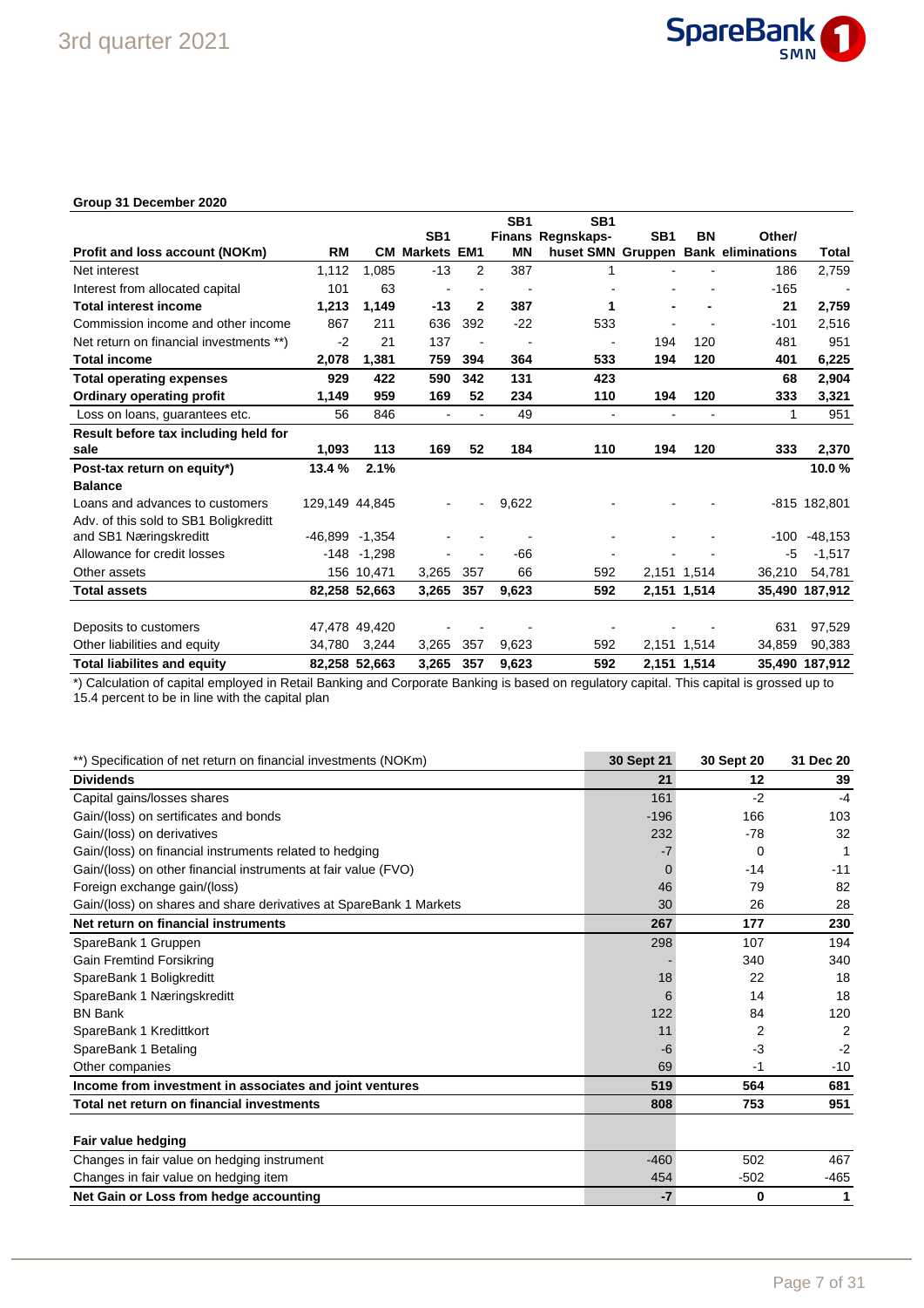**Group 31 December 2020**

| Profit and loss account (NOKm) | RM | CM | SB1 Markets | EM1 | SB1 Finans MN | SB1 Regnskaps-huset SMN | SB1 Gruppen | BN Bank | Other/ eliminations | Total |
|---|---|---|---|---|---|---|---|---|---|---|
| Net interest | 1,112 | 1,085 | -13 | 2 | 387 | 1 | - | - | 186 | 2,759 |
| Interest from allocated capital | 101 | 63 | - | - | - | - | - | - | -165 | - |
| **Total interest income** | **1,213** | **1,149** | **-13** | **2** | **387** | **1** | **-** | **-** | **21** | **2,759** |
| Commission income and other income | 867 | 211 | 636 | 392 | -22 | 533 | - | - | -101 | 2,516 |
| Net return on financial investments **) | -2 | 21 | 137 | - | - | - | 194 | 120 | 481 | 951 |
| **Total income** | **2,078** | **1,381** | **759** | **394** | **364** | **533** | **194** | **120** | **401** | **6,225** |
| **Total operating expenses** | **929** | **422** | **590** | **342** | **131** | **423** | | | **68** | **2,904** |
| **Ordinary operating profit** | **1,149** | **959** | **169** | **52** | **234** | **110** | **194** | **120** | **333** | **3,321** |
| Loss on loans, guarantees etc. | 56 | 846 | - | - | 49 | - | - | - | 1 | 951 |
| **Result before tax including held for sale** | **1,093** | **113** | **169** | **52** | **184** | **110** | **194** | **120** | **333** | **2,370** |
| **Post-tax return on equity*)** | **13.4 %** | **2.1%** | | | | | | | | **10.0 %** |
| **Balance** | | | | | | | | | | |
| Loans and advances to customers | 129,149 | 44,845 | - | - | 9,622 | - | - | - | -815 | 182,801 |
| Adv. of this sold to SB1 Boligkreditt and SB1 Næringskreditt | -46,899 | -1,354 | - | - | - | - | - | - | -100 | -48,153 |
| Allowance for credit losses | -148 | -1,298 | - | - | -66 | - | - | - | -5 | -1,517 |
| Other assets | 156 | 10,471 | 3,265 | 357 | 66 | 592 | 2,151 | 1,514 | 36,210 | 54,781 |
| **Total assets** | **82,258** | **52,663** | **3,265** | **357** | **9,623** | **592** | **2,151** | **1,514** | **35,490** | **187,912** |
| | | | | | | | | | | |
| Deposits to customers | 47,478 | 49,420 | - | - | - | - | - | - | 631 | 97,529 |
| Other liabilities and equity | 34,780 | 3,244 | 3,265 | 357 | 9,623 | 592 | 2,151 | 1,514 | 34,859 | 90,383 |
| **Total liabilites and equity** | **82,258** | **52,663** | **3,265** | **357** | **9,623** | **592** | **2,151** | **1,514** | **35,490** | **187,912** |

*) Calculation of capital employed in Retail Banking and Corporate Banking is based on regulatory capital. This capital is grossed up to 15.4 percent to be in line with the capital plan

| **) Specification of net return on financial investments (NOKm) | 30 Sept 21 | 30 Sept 20 | 31 Dec 20 |
|---|---|---|---|
| **Dividends** | **21** | **12** | **39** |
| Capital gains/losses shares | 161 | -2 | -4 |
| Gain/(loss) on sertificates and bonds | -196 | 166 | 103 |
| Gain/(loss) on derivatives | 232 | -78 | 32 |
| Gain/(loss) on financial instruments related to hedging | -7 | 0 | 1 |
| Gain/(loss) on other financial instruments at fair value (FVO) | 0 | -14 | -11 |
| Foreign exchange gain/(loss) | 46 | 79 | 82 |
| Gain/(loss) on shares and share derivatives at SpareBank 1 Markets | 30 | 26 | 28 |
| **Net return on financial instruments** | **267** | **177** | **230** |
| SpareBank 1 Gruppen | 298 | 107 | 194 |
| Gain Fremtind Forsikring | - | 340 | 340 |
| SpareBank 1 Boligkreditt | 18 | 22 | 18 |
| SpareBank 1 Næringskreditt | 6 | 14 | 18 |
| BN Bank | 122 | 84 | 120 |
| SpareBank 1 Kredittkort | 11 | 2 | 2 |
| SpareBank 1 Betaling | -6 | -3 | -2 |
| Other companies | 69 | -1 | -10 |
| **Income from investment in associates and joint ventures** | **519** | **564** | **681** |
| **Total net return on financial investments** | **808** | **753** | **951** |
| | | | |
| **Fair value hedging** | | | |
| Changes in fair value on hedging instrument | -460 | 502 | 467 |
| Changes in fair value on hedging item | 454 | -502 | -465 |
| **Net Gain or Loss from hedge accounting** | **-7** | **0** | **1** |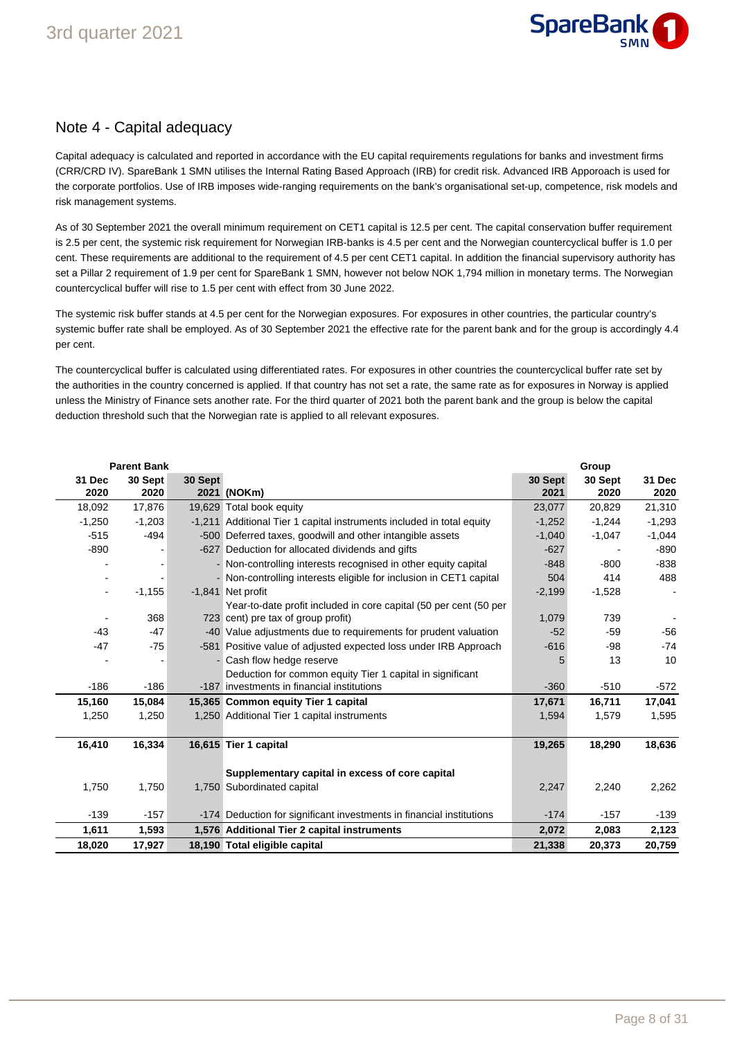## Note 4 - Capital adequacy

Capital adequacy is calculated and reported in accordance with the EU capital requirements regulations for banks and investment firms (CRR/CRD IV). SpareBank 1 SMN utilises the Internal Rating Based Approach (IRB) for credit risk. Advanced IRB Apporoach is used for the corporate portfolios. Use of IRB imposes wide-ranging requirements on the bank's organisational set-up, competence, risk models and risk management systems.

As of 30 September 2021 the overall minimum requirement on CET1 capital is 12.5 per cent. The capital conservation buffer requirement is 2.5 per cent, the systemic risk requirement for Norwegian IRB-banks is 4.5 per cent and the Norwegian countercyclical buffer is 1.0 per cent. These requirements are additional to the requirement of 4.5 per cent CET1 capital. In addition the financial supervisory authority has set a Pillar 2 requirement of 1.9 per cent for SpareBank 1 SMN, however not below NOK 1,794 million in monetary terms. The Norwegian countercyclical buffer will rise to 1.5 per cent with effect from 30 June 2022.

The systemic risk buffer stands at 4.5 per cent for the Norwegian exposures. For exposures in other countries, the particular country's systemic buffer rate shall be employed. As of 30 September 2021 the effective rate for the parent bank and for the group is accordingly 4.4 per cent.

The countercyclical buffer is calculated using differentiated rates. For exposures in other countries the countercyclical buffer rate set by the authorities in the country concerned is applied. If that country has not set a rate, the same rate as for exposures in Norway is applied unless the Ministry of Finance sets another rate. For the third quarter of 2021 both the parent bank and the group is below the capital deduction threshold such that the Norwegian rate is applied to all relevant exposures.

| Parent Bank | | | | Group | | |
|---|---|---|---|---|---|---|
| **31 Dec 2020** | **30 Sept 2020** | **30 Sept 2021** | **(NOKm)** | **30 Sept 2021** | **30 Sept 2020** | **31 Dec 2020** |
| 18,092 | 17,876 | 19,629 | Total book equity | 23,077 | 20,829 | 21,310 |
| -1,250 | -1,203 | -1,211 | Additional Tier 1 capital instruments included in total equity | -1,252 | -1,244 | -1,293 |
| -515 | -494 | -500 | Deferred taxes, goodwill and other intangible assets | -1,040 | -1,047 | -1,044 |
| -890 | - | -627 | Deduction for allocated dividends and gifts | -627 | - | -890 |
| - | - | - | Non-controlling interests recognised in other equity capital | -848 | -800 | -838 |
| - | - | - | Non-controlling interests eligible for inclusion in CET1 capital | 504 | 414 | 488 |
| - | -1,155 | -1,841 | Net profit | -2,199 | -1,528 | - |
| - | 368 | 723 | Year-to-date profit included in core capital (50 per cent (50 per cent) pre tax of group profit) | 1,079 | 739 | - |
| -43 | -47 | -40 | Value adjustments due to requirements for prudent valuation | -52 | -59 | -56 |
| -47 | -75 | -581 | Positive value of adjusted expected loss under IRB Approach | -616 | -98 | -74 |
| - | - | - | Cash flow hedge reserve | 5 | 13 | 10 |
| -186 | -186 | -187 | Deduction for common equity Tier 1 capital in significant investments in financial institutions | -360 | -510 | -572 |
| **15,160** | **15,084** | **15,365** | **Common equity Tier 1 capital** | **17,671** | **16,711** | **17,041** |
| 1,250 | 1,250 | 1,250 | Additional Tier 1 capital instruments | 1,594 | 1,579 | 1,595 |
| **16,410** | **16,334** | **16,615** | **Tier 1 capital** | **19,265** | **18,290** | **18,636** |
| | | | **Supplementary capital in excess of core capital** | | | |
| 1,750 | 1,750 | 1,750 | Subordinated capital | 2,247 | 2,240 | 2,262 |
| -139 | -157 | -174 | Deduction for significant investments in financial institutions | -174 | -157 | -139 |
| **1,611** | **1,593** | **1,576** | **Additional Tier 2 capital instruments** | **2,072** | **2,083** | **2,123** |
| **18,020** | **17,927** | **18,190** | **Total eligible capital** | **21,338** | **20,373** | **20,759** |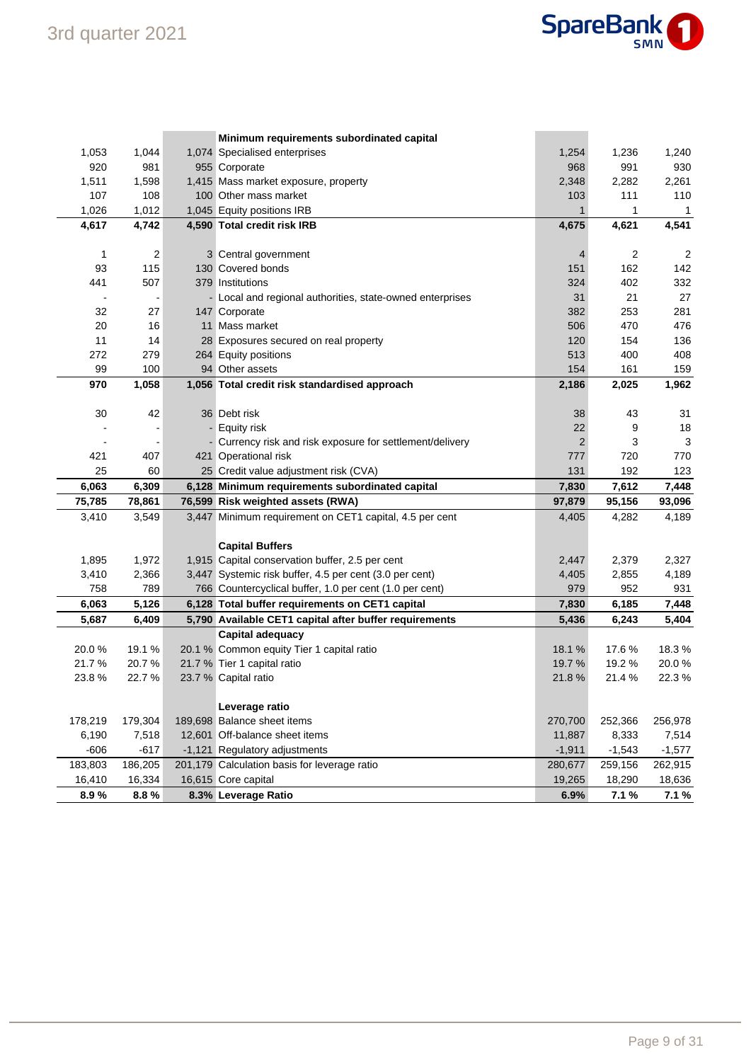| | | | Minimum requirements subordinated capital | | | |
|---|---|---|---|---|---|---|
| 1,053 | 1,044 | 1,074 | Specialised enterprises | 1,254 | 1,236 | 1,240 |
| 920 | 981 | 955 | Corporate | 968 | 991 | 930 |
| 1,511 | 1,598 | 1,415 | Mass market exposure, property | 2,348 | 2,282 | 2,261 |
| 107 | 108 | 100 | Other mass market | 103 | 111 | 110 |
| 1,026 | 1,012 | 1,045 | Equity positions IRB | 1 | 1 | 1 |
| **4,617** | **4,742** | **4,590** | **Total credit risk IRB** | **4,675** | **4,621** | **4,541** |
| | | | | | | |
| 1 | 2 | 3 | Central government | 4 | 2 | 2 |
| 93 | 115 | 130 | Covered bonds | 151 | 162 | 142 |
| 441 | 507 | 379 | Institutions | 324 | 402 | 332 |
| - | - | - | Local and regional authorities, state-owned enterprises | 31 | 21 | 27 |
| 32 | 27 | 147 | Corporate | 382 | 253 | 281 |
| 20 | 16 | 11 | Mass market | 506 | 470 | 476 |
| 11 | 14 | 28 | Exposures secured on real property | 120 | 154 | 136 |
| 272 | 279 | 264 | Equity positions | 513 | 400 | 408 |
| 99 | 100 | 94 | Other assets | 154 | 161 | 159 |
| **970** | **1,058** | **1,056** | **Total credit risk standardised approach** | **2,186** | **2,025** | **1,962** |
| | | | | | | |
| 30 | 42 | 36 | Debt risk | 38 | 43 | 31 |
| - | - | - | Equity risk | 22 | 9 | 18 |
| - | - | - | Currency risk and risk exposure for settlement/delivery | 2 | 3 | 3 |
| 421 | 407 | 421 | Operational risk | 777 | 720 | 770 |
| 25 | 60 | 25 | Credit value adjustment risk (CVA) | 131 | 192 | 123 |
| **6,063** | **6,309** | **6,128** | **Minimum requirements subordinated capital** | **7,830** | **7,612** | **7,448** |
| **75,785** | **78,861** | **76,599** | **Risk weighted assets (RWA)** | **97,879** | **95,156** | **93,096** |
| 3,410 | 3,549 | 3,447 | Minimum requirement on CET1 capital, 4.5 per cent | 4,405 | 4,282 | 4,189 |
| | | | | | | |
| | | | **Capital Buffers** | | | |
| 1,895 | 1,972 | 1,915 | Capital conservation buffer, 2.5 per cent | 2,447 | 2,379 | 2,327 |
| 3,410 | 2,366 | 3,447 | Systemic risk buffer, 4.5 per cent (3.0 per cent) | 4,405 | 2,855 | 4,189 |
| 758 | 789 | 766 | Countercyclical buffer, 1.0 per cent (1.0 per cent) | 979 | 952 | 931 |
| **6,063** | **5,126** | **6,128** | **Total buffer requirements on CET1 capital** | **7,830** | **6,185** | **7,448** |
| **5,687** | **6,409** | **5,790** | **Available CET1 capital after buffer requirements** | **5,436** | **6,243** | **5,404** |
| | | | **Capital adequacy** | | | |
| 20.0 % | 19.1 % | 20.1 % | Common equity Tier 1 capital ratio | 18.1 % | 17.6 % | 18.3 % |
| 21.7 % | 20.7 % | 21.7 % | Tier 1 capital ratio | 19.7 % | 19.2 % | 20.0 % |
| 23.8 % | 22.7 % | 23.7 % | Capital ratio | 21.8 % | 21.4 % | 22.3 % |
| | | | | | | |
| | | | **Leverage ratio** | | | |
| 178,219 | 179,304 | 189,698 | Balance sheet items | 270,700 | 252,366 | 256,978 |
| 6,190 | 7,518 | 12,601 | Off-balance sheet items | 11,887 | 8,333 | 7,514 |
| -606 | -617 | -1,121 | Regulatory adjustments | -1,911 | -1,543 | -1,577 |
| 183,803 | 186,205 | 201,179 | Calculation basis for leverage ratio | 280,677 | 259,156 | 262,915 |
| 16,410 | 16,334 | 16,615 | Core capital | 19,265 | 18,290 | 18,636 |
| **8.9 %** | **8.8 %** | **8.3%** | **Leverage Ratio** | **6.9%** | **7.1 %** | **7.1 %** |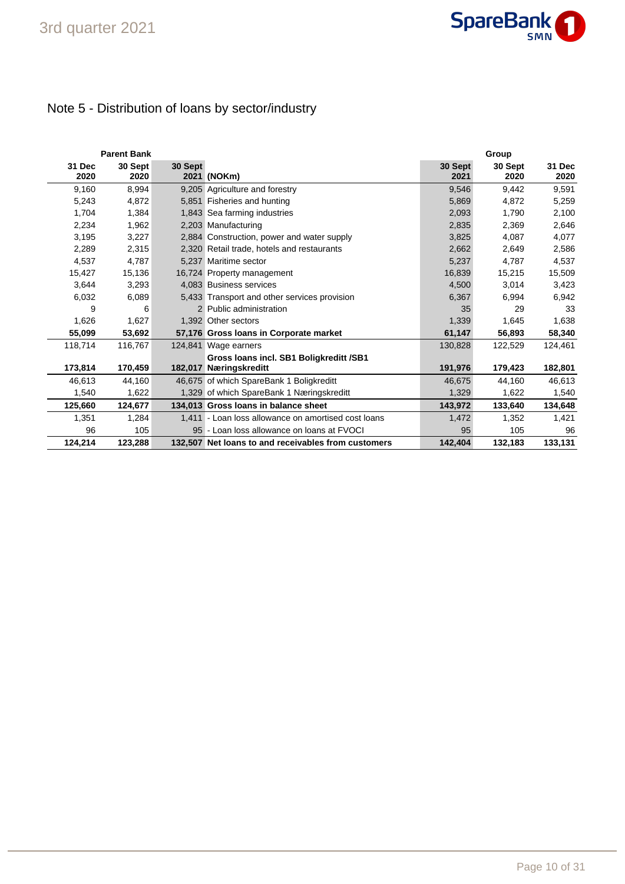## Note 5 - Distribution of loans by sector/industry

| Parent Bank | | | | Group | | |
|---|---|---|---|---|---|---|
| **31 Dec 2020** | **30 Sept 2020** | **30 Sept 2021** | **(NOKm)** | **30 Sept 2021** | **30 Sept 2020** | **31 Dec 2020** |
| 9,160 | 8,994 | 9,205 | Agriculture and forestry | 9,546 | 9,442 | 9,591 |
| 5,243 | 4,872 | 5,851 | Fisheries and hunting | 5,869 | 4,872 | 5,259 |
| 1,704 | 1,384 | 1,843 | Sea farming industries | 2,093 | 1,790 | 2,100 |
| 2,234 | 1,962 | 2,203 | Manufacturing | 2,835 | 2,369 | 2,646 |
| 3,195 | 3,227 | 2,884 | Construction, power and water supply | 3,825 | 4,087 | 4,077 |
| 2,289 | 2,315 | 2,320 | Retail trade, hotels and restaurants | 2,662 | 2,649 | 2,586 |
| 4,537 | 4,787 | 5,237 | Maritime sector | 5,237 | 4,787 | 4,537 |
| 15,427 | 15,136 | 16,724 | Property management | 16,839 | 15,215 | 15,509 |
| 3,644 | 3,293 | 4,083 | Business services | 4,500 | 3,014 | 3,423 |
| 6,032 | 6,089 | 5,433 | Transport and other services provision | 6,367 | 6,994 | 6,942 |
| 9 | 6 | 2 | Public administration | 35 | 29 | 33 |
| 1,626 | 1,627 | 1,392 | Other sectors | 1,339 | 1,645 | 1,638 |
| **55,099** | **53,692** | **57,176** | **Gross loans in Corporate market** | **61,147** | **56,893** | **58,340** |
| 118,714 | 116,767 | 124,841 | Wage earners | 130,828 | 122,529 | 124,461 |
| **173,814** | **170,459** | **182,017** | **Gross loans incl. SB1 Boligkreditt /SB1 Næringskreditt** | **191,976** | **179,423** | **182,801** |
| 46,613 | 44,160 | 46,675 | of which SpareBank 1 Boligkreditt | 46,675 | 44,160 | 46,613 |
| 1,540 | 1,622 | 1,329 | of which SpareBank 1 Næringskreditt | 1,329 | 1,622 | 1,540 |
| **125,660** | **124,677** | **134,013** | **Gross loans in balance sheet** | **143,972** | **133,640** | **134,648** |
| 1,351 | 1,284 | 1,411 | - Loan loss allowance on amortised cost loans | 1,472 | 1,352 | 1,421 |
| 96 | 105 | 95 | - Loan loss allowance on loans at FVOCI | 95 | 105 | 96 |
| **124,214** | **123,288** | **132,507** | **Net loans to and receivables from customers** | **142,404** | **132,183** | **133,131** |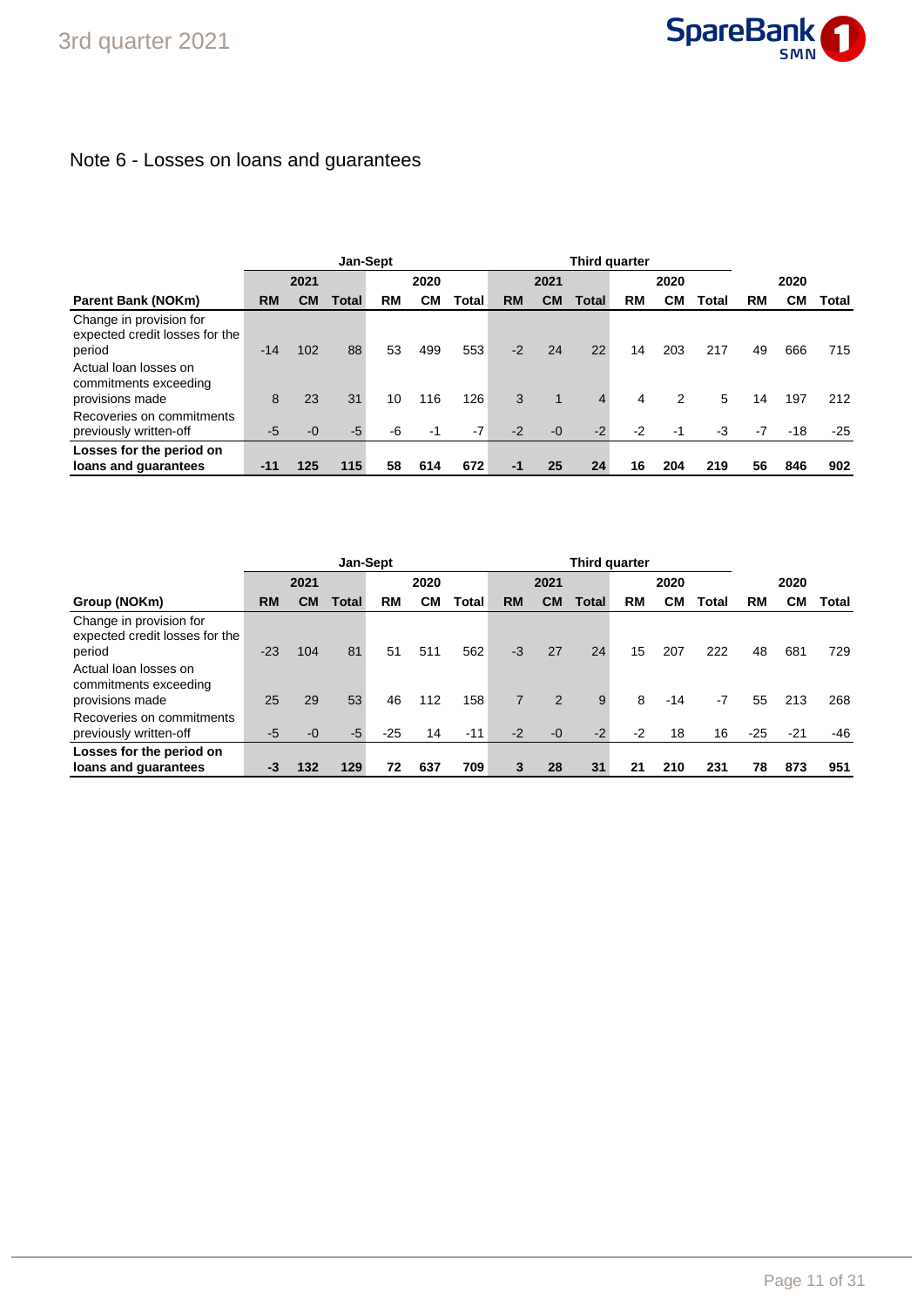## Note 6 - Losses on loans and guarantees

| | Jan-Sept | | | | | | Third quarter | | | | | | | | |
|---|---|---|---|---|---|---|---|---|---|---|---|---|---|---|---|
| | 2021 | | | 2020 | | | 2021 | | | 2020 | | | 2020 | | |
| **Parent Bank (NOKm)** | **RM** | **CM** | **Total** | **RM** | **CM** | **Total** | **RM** | **CM** | **Total** | **RM** | **CM** | **Total** | **RM** | **CM** | **Total** |
| Change in provision for expected credit losses for the period | -14 | 102 | 88 | 53 | 499 | 553 | -2 | 24 | 22 | 14 | 203 | 217 | 49 | 666 | 715 |
| Actual loan losses on commitments exceeding provisions made | 8 | 23 | 31 | 10 | 116 | 126 | 3 | 1 | 4 | 4 | 2 | 5 | 14 | 197 | 212 |
| Recoveries on commitments previously written-off | -5 | -0 | -5 | -6 | -1 | -7 | -2 | -0 | -2 | -2 | -1 | -3 | -7 | -18 | -25 |
| **Losses for the period on loans and guarantees** | **-11** | **125** | **115** | **58** | **614** | **672** | **-1** | **25** | **24** | **16** | **204** | **219** | **56** | **846** | **902** |

| | Jan-Sept | | | | | | Third quarter | | | | | | | | |
|---|---|---|---|---|---|---|---|---|---|---|---|---|---|---|---|
| | 2021 | | | 2020 | | | 2021 | | | 2020 | | | 2020 | | |
| **Group (NOKm)** | **RM** | **CM** | **Total** | **RM** | **CM** | **Total** | **RM** | **CM** | **Total** | **RM** | **CM** | **Total** | **RM** | **CM** | **Total** |
| Change in provision for expected credit losses for the period | -23 | 104 | 81 | 51 | 511 | 562 | -3 | 27 | 24 | 15 | 207 | 222 | 48 | 681 | 729 |
| Actual loan losses on commitments exceeding provisions made | 25 | 29 | 53 | 46 | 112 | 158 | 7 | 2 | 9 | 8 | -14 | -7 | 55 | 213 | 268 |
| Recoveries on commitments previously written-off | -5 | -0 | -5 | -25 | 14 | -11 | -2 | -0 | -2 | -2 | 18 | 16 | -25 | -21 | -46 |
| **Losses for the period on loans and guarantees** | **-3** | **132** | **129** | **72** | **637** | **709** | **3** | **28** | **31** | **21** | **210** | **231** | **78** | **873** | **951** |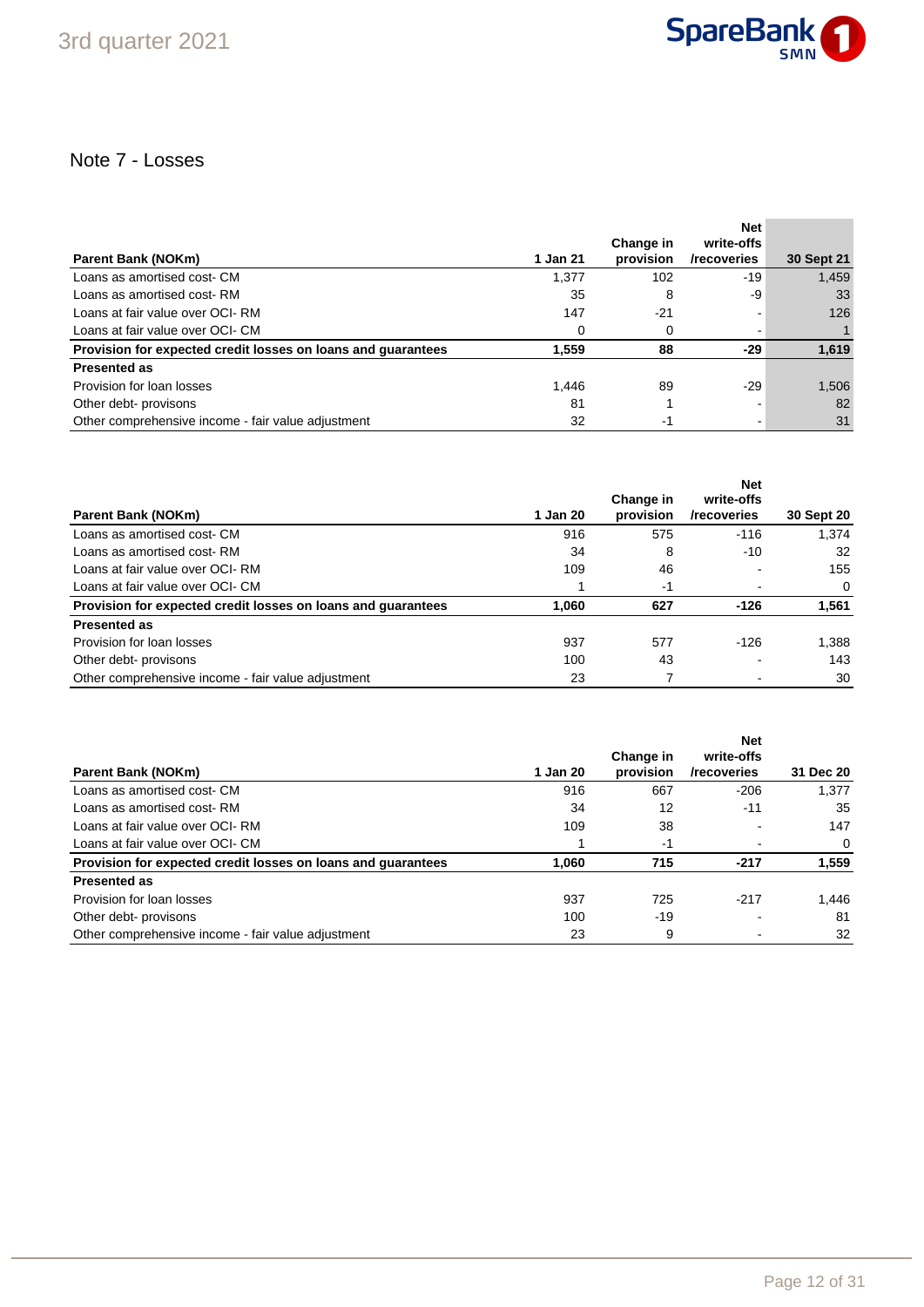## Note 7 - Losses

| Parent Bank (NOKm) | 1 Jan 21 | Change in provision | Net write-offs /recoveries | 30 Sept 21 |
|---|---|---|---|---|
| Loans as amortised cost- CM | 1,377 | 102 | -19 | 1,459 |
| Loans as amortised cost- RM | 35 | 8 | -9 | 33 |
| Loans at fair value over OCI- RM | 147 | -21 | - | 126 |
| Loans at fair value over OCI- CM | 0 | 0 | - | 1 |
| **Provision for expected credit losses on loans and guarantees** | **1,559** | **88** | **-29** | **1,619** |
| **Presented as** | | | | |
| Provision for loan losses | 1,446 | 89 | -29 | 1,506 |
| Other debt- provisons | 81 | 1 | - | 82 |
| Other comprehensive income - fair value adjustment | 32 | -1 | - | 31 |

| Parent Bank (NOKm) | 1 Jan 20 | Change in provision | Net write-offs /recoveries | 30 Sept 20 |
|---|---|---|---|---|
| Loans as amortised cost- CM | 916 | 575 | -116 | 1,374 |
| Loans as amortised cost- RM | 34 | 8 | -10 | 32 |
| Loans at fair value over OCI- RM | 109 | 46 | - | 155 |
| Loans at fair value over OCI- CM | 1 | -1 | - | 0 |
| **Provision for expected credit losses on loans and guarantees** | **1,060** | **627** | **-126** | **1,561** |
| **Presented as** | | | | |
| Provision for loan losses | 937 | 577 | -126 | 1,388 |
| Other debt- provisons | 100 | 43 | - | 143 |
| Other comprehensive income - fair value adjustment | 23 | 7 | - | 30 |

| Parent Bank (NOKm) | 1 Jan 20 | Change in provision | Net write-offs /recoveries | 31 Dec 20 |
|---|---|---|---|---|
| Loans as amortised cost- CM | 916 | 667 | -206 | 1,377 |
| Loans as amortised cost- RM | 34 | 12 | -11 | 35 |
| Loans at fair value over OCI- RM | 109 | 38 | - | 147 |
| Loans at fair value over OCI- CM | 1 | -1 | - | 0 |
| **Provision for expected credit losses on loans and guarantees** | **1,060** | **715** | **-217** | **1,559** |
| **Presented as** | | | | |
| Provision for loan losses | 937 | 725 | -217 | 1,446 |
| Other debt- provisons | 100 | -19 | - | 81 |
| Other comprehensive income - fair value adjustment | 23 | 9 | - | 32 |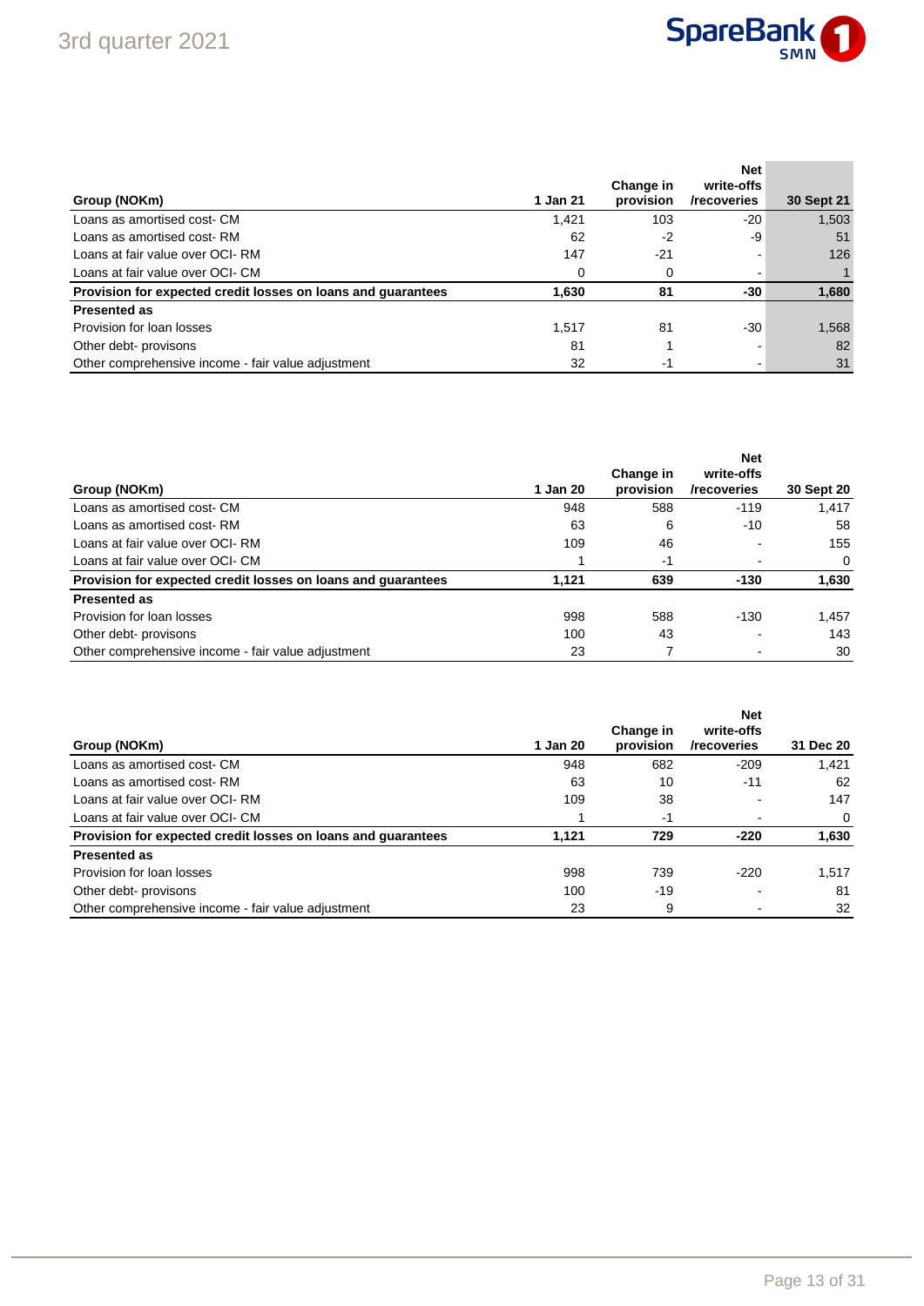| Group (NOKm) | 1 Jan 21 | Change in provision | Net write-offs /recoveries | 30 Sept 21 |
|---|---|---|---|---|
| Loans as amortised cost- CM | 1,421 | 103 | -20 | 1,503 |
| Loans as amortised cost- RM | 62 | -2 | -9 | 51 |
| Loans at fair value over OCI- RM | 147 | -21 | - | 126 |
| Loans at fair value over OCI- CM | 0 | 0 | - | 1 |
| **Provision for expected credit losses on loans and guarantees** | **1,630** | **81** | **-30** | **1,680** |
| **Presented as** | | | | |
| Provision for loan losses | 1,517 | 81 | -30 | 1,568 |
| Other debt- provisons | 81 | 1 | - | 82 |
| Other comprehensive income - fair value adjustment | 32 | -1 | - | 31 |

| Group (NOKm) | 1 Jan 20 | Change in provision | Net write-offs /recoveries | 30 Sept 20 |
|---|---|---|---|---|
| Loans as amortised cost- CM | 948 | 588 | -119 | 1,417 |
| Loans as amortised cost- RM | 63 | 6 | -10 | 58 |
| Loans at fair value over OCI- RM | 109 | 46 | - | 155 |
| Loans at fair value over OCI- CM | 1 | -1 | - | 0 |
| **Provision for expected credit losses on loans and guarantees** | **1,121** | **639** | **-130** | **1,630** |
| **Presented as** | | | | |
| Provision for loan losses | 998 | 588 | -130 | 1,457 |
| Other debt- provisons | 100 | 43 | - | 143 |
| Other comprehensive income - fair value adjustment | 23 | 7 | - | 30 |

| Group (NOKm) | 1 Jan 20 | Change in provision | Net write-offs /recoveries | 31 Dec 20 |
|---|---|---|---|---|
| Loans as amortised cost- CM | 948 | 682 | -209 | 1,421 |
| Loans as amortised cost- RM | 63 | 10 | -11 | 62 |
| Loans at fair value over OCI- RM | 109 | 38 | - | 147 |
| Loans at fair value over OCI- CM | 1 | -1 | - | 0 |
| **Provision for expected credit losses on loans and guarantees** | **1,121** | **729** | **-220** | **1,630** |
| **Presented as** | | | | |
| Provision for loan losses | 998 | 739 | -220 | 1,517 |
| Other debt- provisons | 100 | -19 | - | 81 |
| Other comprehensive income - fair value adjustment | 23 | 9 | - | 32 |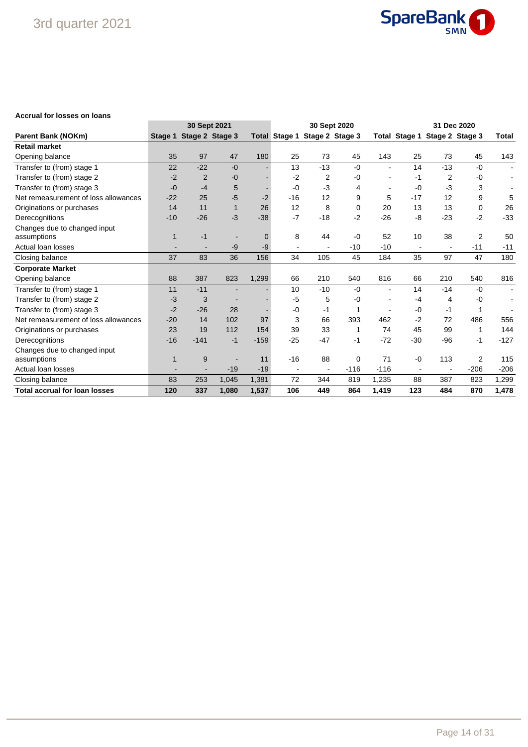**Accrual for losses on loans**

| Parent Bank (NOKm) | 30 Sept 2021 | | | | 30 Sept 2020 | | | | 31 Dec 2020 | | | |
|---|---|---|---|---|---|---|---|---|---|---|---|---|
| | Stage 1 | Stage 2 | Stage 3 | Total | Stage 1 | Stage 2 | Stage 3 | Total | Stage 1 | Stage 2 | Stage 3 | Total |
| **Retail market** | | | | | | | | | | | | |
| Opening balance | 35 | 97 | 47 | 180 | 25 | 73 | 45 | 143 | 25 | 73 | 45 | 143 |
| Transfer to (from) stage 1 | 22 | -22 | -0 | - | 13 | -13 | -0 | - | 14 | -13 | -0 | - |
| Transfer to (from) stage 2 | -2 | 2 | -0 | - | -2 | 2 | -0 | - | -1 | 2 | -0 | - |
| Transfer to (from) stage 3 | -0 | -4 | 5 | - | -0 | -3 | 4 | - | -0 | -3 | 3 | - |
| Net remeasurement of loss allowances | -22 | 25 | -5 | -2 | -16 | 12 | 9 | 5 | -17 | 12 | 9 | 5 |
| Originations or purchases | 14 | 11 | 1 | 26 | 12 | 8 | 0 | 20 | 13 | 13 | 0 | 26 |
| Derecognitions | -10 | -26 | -3 | -38 | -7 | -18 | -2 | -26 | -8 | -23 | -2 | -33 |
| Changes due to changed input assumptions | 1 | -1 | - | 0 | 8 | 44 | -0 | 52 | 10 | 38 | 2 | 50 |
| Actual loan losses | - | - | -9 | -9 | - | - | -10 | -10 | - | - | -11 | -11 |
| Closing balance | 37 | 83 | 36 | 156 | 34 | 105 | 45 | 184 | 35 | 97 | 47 | 180 |
| **Corporate Market** | | | | | | | | | | | | |
| Opening balance | 88 | 387 | 823 | 1,299 | 66 | 210 | 540 | 816 | 66 | 210 | 540 | 816 |
| Transfer to (from) stage 1 | 11 | -11 | - | - | 10 | -10 | -0 | - | 14 | -14 | -0 | - |
| Transfer to (from) stage 2 | -3 | 3 | - | - | -5 | 5 | -0 | - | -4 | 4 | -0 | - |
| Transfer to (from) stage 3 | -2 | -26 | 28 | - | -0 | -1 | 1 | - | -0 | -1 | 1 | - |
| Net remeasurement of loss allowances | -20 | 14 | 102 | 97 | 3 | 66 | 393 | 462 | -2 | 72 | 486 | 556 |
| Originations or purchases | 23 | 19 | 112 | 154 | 39 | 33 | 1 | 74 | 45 | 99 | 1 | 144 |
| Derecognitions | -16 | -141 | -1 | -159 | -25 | -47 | -1 | -72 | -30 | -96 | -1 | -127 |
| Changes due to changed input assumptions | 1 | 9 | - | 11 | -16 | 88 | 0 | 71 | -0 | 113 | 2 | 115 |
| Actual loan losses | - | - | -19 | -19 | - | - | -116 | -116 | - | - | -206 | -206 |
| Closing balance | 83 | 253 | 1,045 | 1,381 | 72 | 344 | 819 | 1,235 | 88 | 387 | 823 | 1,299 |
| **Total accrual for loan losses** | **120** | **337** | **1,080** | **1,537** | **106** | **449** | **864** | **1,419** | **123** | **484** | **870** | **1,478** |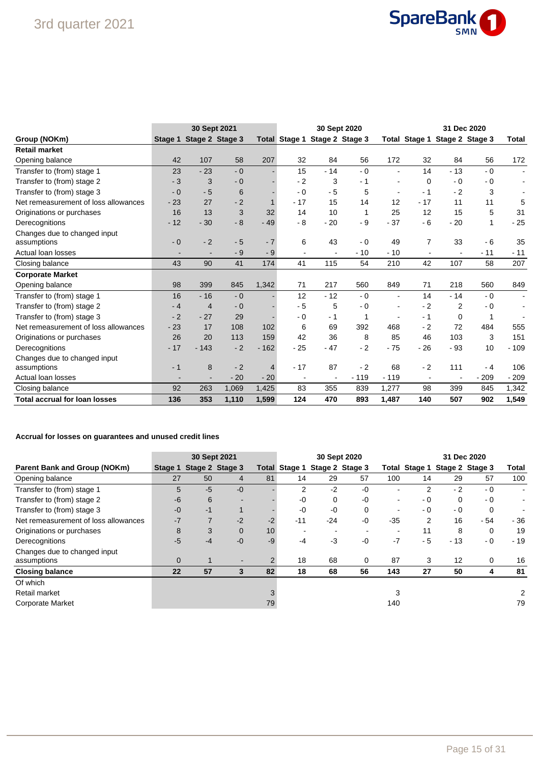| Group (NOKm) | 30 Sept 2021 | | | | 30 Sept 2020 | | | | 31 Dec 2020 | | | |
|---|---|---|---|---|---|---|---|---|---|---|---|---|
| | Stage 1 | Stage 2 | Stage 3 | Total | Stage 1 | Stage 2 | Stage 3 | Total | Stage 1 | Stage 2 | Stage 3 | Total |
| **Retail market** | | | | | | | | | | | | |
| Opening balance | 42 | 107 | 58 | 207 | 32 | 84 | 56 | 172 | 32 | 84 | 56 | 172 |
| Transfer to (from) stage 1 | 23 | - 23 | - 0 | - | 15 | - 14 | - 0 | - | 14 | - 13 | - 0 | - |
| Transfer to (from) stage 2 | - 3 | 3 | - 0 | - | - 2 | 3 | - 1 | - | 0 | - 0 | - 0 | - |
| Transfer to (from) stage 3 | - 0 | - 5 | 6 | - | - 0 | - 5 | 5 | - | - 1 | - 2 | 3 | - |
| Net remeasurement of loss allowances | - 23 | 27 | - 2 | 1 | - 17 | 15 | 14 | 12 | - 17 | 11 | 11 | 5 |
| Originations or purchases | 16 | 13 | 3 | 32 | 14 | 10 | 1 | 25 | 12 | 15 | 5 | 31 |
| Derecognitions | - 12 | - 30 | - 8 | - 49 | - 8 | - 20 | - 9 | - 37 | - 6 | - 20 | 1 | - 25 |
| Changes due to changed input assumptions | - 0 | - 2 | - 5 | - 7 | 6 | 43 | - 0 | 49 | 7 | 33 | - 6 | 35 |
| Actual loan losses | - | - | - 9 | - 9 | - | - | - 10 | - 10 | - | - | - 11 | - 11 |
| Closing balance | 43 | 90 | 41 | 174 | 41 | 115 | 54 | 210 | 42 | 107 | 58 | 207 |
| **Corporate Market** | | | | | | | | | | | | |
| Opening balance | 98 | 399 | 845 | 1,342 | 71 | 217 | 560 | 849 | 71 | 218 | 560 | 849 |
| Transfer to (from) stage 1 | 16 | - 16 | - 0 | - | 12 | - 12 | - 0 | - | 14 | - 14 | - 0 | - |
| Transfer to (from) stage 2 | - 4 | 4 | - 0 | - | - 5 | 5 | - 0 | - | - 2 | 2 | - 0 | - |
| Transfer to (from) stage 3 | - 2 | - 27 | 29 | - | - 0 | - 1 | 1 | - | - 1 | 0 | 1 | - |
| Net remeasurement of loss allowances | - 23 | 17 | 108 | 102 | 6 | 69 | 392 | 468 | - 2 | 72 | 484 | 555 |
| Originations or purchases | 26 | 20 | 113 | 159 | 42 | 36 | 8 | 85 | 46 | 103 | 3 | 151 |
| Derecognitions | - 17 | - 143 | - 2 | - 162 | - 25 | - 47 | - 2 | - 75 | - 26 | - 93 | 10 | - 109 |
| Changes due to changed input assumptions | - 1 | 8 | - 2 | 4 | - 17 | 87 | - 2 | 68 | - 2 | 111 | - 4 | 106 |
| Actual loan losses | - | - | - 20 | - 20 | - | - | - 119 | - 119 | - | - | - 209 | - 209 |
| Closing balance | 92 | 263 | 1,069 | 1,425 | 83 | 355 | 839 | 1,277 | 98 | 399 | 845 | 1,342 |
| **Total accrual for loan losses** | **136** | **353** | **1,110** | **1,599** | **124** | **470** | **893** | **1,487** | **140** | **507** | **902** | **1,549** |

**Accrual for losses on guarantees and unused credit lines**

| Parent Bank and Group (NOKm) | 30 Sept 2021 | | | | 30 Sept 2020 | | | | 31 Dec 2020 | | | |
|---|---|---|---|---|---|---|---|---|---|---|---|---|
| | Stage 1 | Stage 2 | Stage 3 | Total | Stage 1 | Stage 2 | Stage 3 | Total | Stage 1 | Stage 2 | Stage 3 | Total |
| Opening balance | 27 | 50 | 4 | 81 | 14 | 29 | 57 | 100 | 14 | 29 | 57 | 100 |
| Transfer to (from) stage 1 | 5 | -5 | -0 | - | 2 | -2 | -0 | - | 2 | - 2 | - 0 | - |
| Transfer to (from) stage 2 | -6 | 6 | - | - | -0 | 0 | -0 | - | - 0 | 0 | - 0 | - |
| Transfer to (from) stage 3 | -0 | -1 | 1 | - | -0 | -0 | 0 | - | - 0 | - 0 | 0 | - |
| Net remeasurement of loss allowances | -7 | 7 | -2 | -2 | -11 | -24 | -0 | -35 | 2 | 16 | - 54 | - 36 |
| Originations or purchases | 8 | 3 | 0 | 10 | - | - | - | - | 11 | 8 | 0 | 19 |
| Derecognitions | -5 | -4 | -0 | -9 | -4 | -3 | -0 | -7 | - 5 | - 13 | - 0 | - 19 |
| Changes due to changed input assumptions | 0 | 1 | - | 2 | 18 | 68 | 0 | 87 | 3 | 12 | 0 | 16 |
| **Closing balance** | **22** | **57** | **3** | **82** | **18** | **68** | **56** | **143** | **27** | **50** | **4** | **81** |
| Of which | | | | | | | | | | | | |
| Retail market | | | | 3 | | | | 3 | | | | 2 |
| Corporate Market | | | | 79 | | | | 140 | | | | 79 |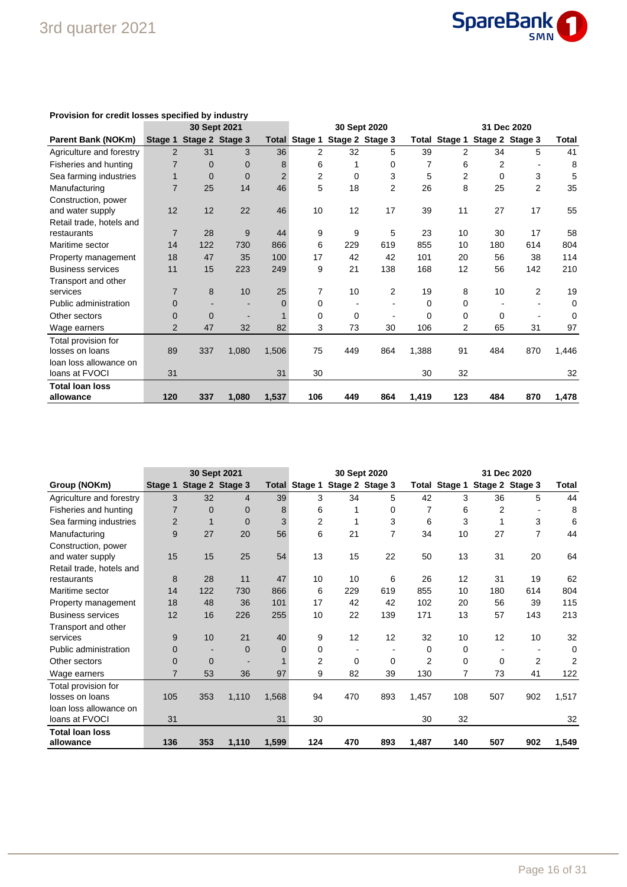**Provision for credit losses specified by industry**

| | 30 Sept 2021 | | | | 30 Sept 2020 | | | | 31 Dec 2020 | | | |
|---|---|---|---|---|---|---|---|---|---|---|---|---|
| **Parent Bank (NOKm)** | **Stage 1** | **Stage 2** | **Stage 3** | **Total** | **Stage 1** | **Stage 2** | **Stage 3** | **Total** | **Stage 1** | **Stage 2** | **Stage 3** | **Total** |
| Agriculture and forestry | 2 | 31 | 3 | 36 | 2 | 32 | 5 | 39 | 2 | 34 | 5 | 41 |
| Fisheries and hunting | 7 | 0 | 0 | 8 | 6 | 1 | 0 | 7 | 6 | 2 | - | 8 |
| Sea farming industries | 1 | 0 | 0 | 2 | 2 | 0 | 3 | 5 | 2 | 0 | 3 | 5 |
| Manufacturing | 7 | 25 | 14 | 46 | 5 | 18 | 2 | 26 | 8 | 25 | 2 | 35 |
| Construction, power and water supply | 12 | 12 | 22 | 46 | 10 | 12 | 17 | 39 | 11 | 27 | 17 | 55 |
| Retail trade, hotels and restaurants | 7 | 28 | 9 | 44 | 9 | 9 | 5 | 23 | 10 | 30 | 17 | 58 |
| Maritime sector | 14 | 122 | 730 | 866 | 6 | 229 | 619 | 855 | 10 | 180 | 614 | 804 |
| Property management | 18 | 47 | 35 | 100 | 17 | 42 | 42 | 101 | 20 | 56 | 38 | 114 |
| Business services | 11 | 15 | 223 | 249 | 9 | 21 | 138 | 168 | 12 | 56 | 142 | 210 |
| Transport and other services | 7 | 8 | 10 | 25 | 7 | 10 | 2 | 19 | 8 | 10 | 2 | 19 |
| Public administration | 0 | - | - | 0 | 0 | - | - | 0 | 0 | - | - | 0 |
| Other sectors | 0 | 0 | - | 1 | 0 | 0 | - | 0 | 0 | 0 | - | 0 |
| Wage earners | 2 | 47 | 32 | 82 | 3 | 73 | 30 | 106 | 2 | 65 | 31 | 97 |
| Total provision for losses on loans | 89 | 337 | 1,080 | 1,506 | 75 | 449 | 864 | 1,388 | 91 | 484 | 870 | 1,446 |
| loan loss allowance on loans at FVOCI | 31 | | | 31 | 30 | | | 30 | 32 | | | 32 |
| **Total loan loss allowance** | **120** | **337** | **1,080** | **1,537** | **106** | **449** | **864** | **1,419** | **123** | **484** | **870** | **1,478** |

| | 30 Sept 2021 | | | | 30 Sept 2020 | | | | 31 Dec 2020 | | | |
|---|---|---|---|---|---|---|---|---|---|---|---|---|
| **Group (NOKm)** | **Stage 1** | **Stage 2** | **Stage 3** | **Total** | **Stage 1** | **Stage 2** | **Stage 3** | **Total** | **Stage 1** | **Stage 2** | **Stage 3** | **Total** |
| Agriculture and forestry | 3 | 32 | 4 | 39 | 3 | 34 | 5 | 42 | 3 | 36 | 5 | 44 |
| Fisheries and hunting | 7 | 0 | 0 | 8 | 6 | 1 | 0 | 7 | 6 | 2 | - | 8 |
| Sea farming industries | 2 | 1 | 0 | 3 | 2 | 1 | 3 | 6 | 3 | 1 | 3 | 6 |
| Manufacturing | 9 | 27 | 20 | 56 | 6 | 21 | 7 | 34 | 10 | 27 | 7 | 44 |
| Construction, power and water supply | 15 | 15 | 25 | 54 | 13 | 15 | 22 | 50 | 13 | 31 | 20 | 64 |
| Retail trade, hotels and restaurants | 8 | 28 | 11 | 47 | 10 | 10 | 6 | 26 | 12 | 31 | 19 | 62 |
| Maritime sector | 14 | 122 | 730 | 866 | 6 | 229 | 619 | 855 | 10 | 180 | 614 | 804 |
| Property management | 18 | 48 | 36 | 101 | 17 | 42 | 42 | 102 | 20 | 56 | 39 | 115 |
| Business services | 12 | 16 | 226 | 255 | 10 | 22 | 139 | 171 | 13 | 57 | 143 | 213 |
| Transport and other services | 9 | 10 | 21 | 40 | 9 | 12 | 12 | 32 | 10 | 12 | 10 | 32 |
| Public administration | 0 | - | 0 | 0 | 0 | - | - | 0 | 0 | - | - | 0 |
| Other sectors | 0 | 0 | - | 1 | 2 | 0 | 0 | 2 | 0 | 0 | 2 | 2 |
| Wage earners | 7 | 53 | 36 | 97 | 9 | 82 | 39 | 130 | 7 | 73 | 41 | 122 |
| Total provision for losses on loans | 105 | 353 | 1,110 | 1,568 | 94 | 470 | 893 | 1,457 | 108 | 507 | 902 | 1,517 |
| loan loss allowance on loans at FVOCI | 31 | | | 31 | 30 | | | 30 | 32 | | | 32 |
| **Total loan loss allowance** | **136** | **353** | **1,110** | **1,599** | **124** | **470** | **893** | **1,487** | **140** | **507** | **902** | **1,549** |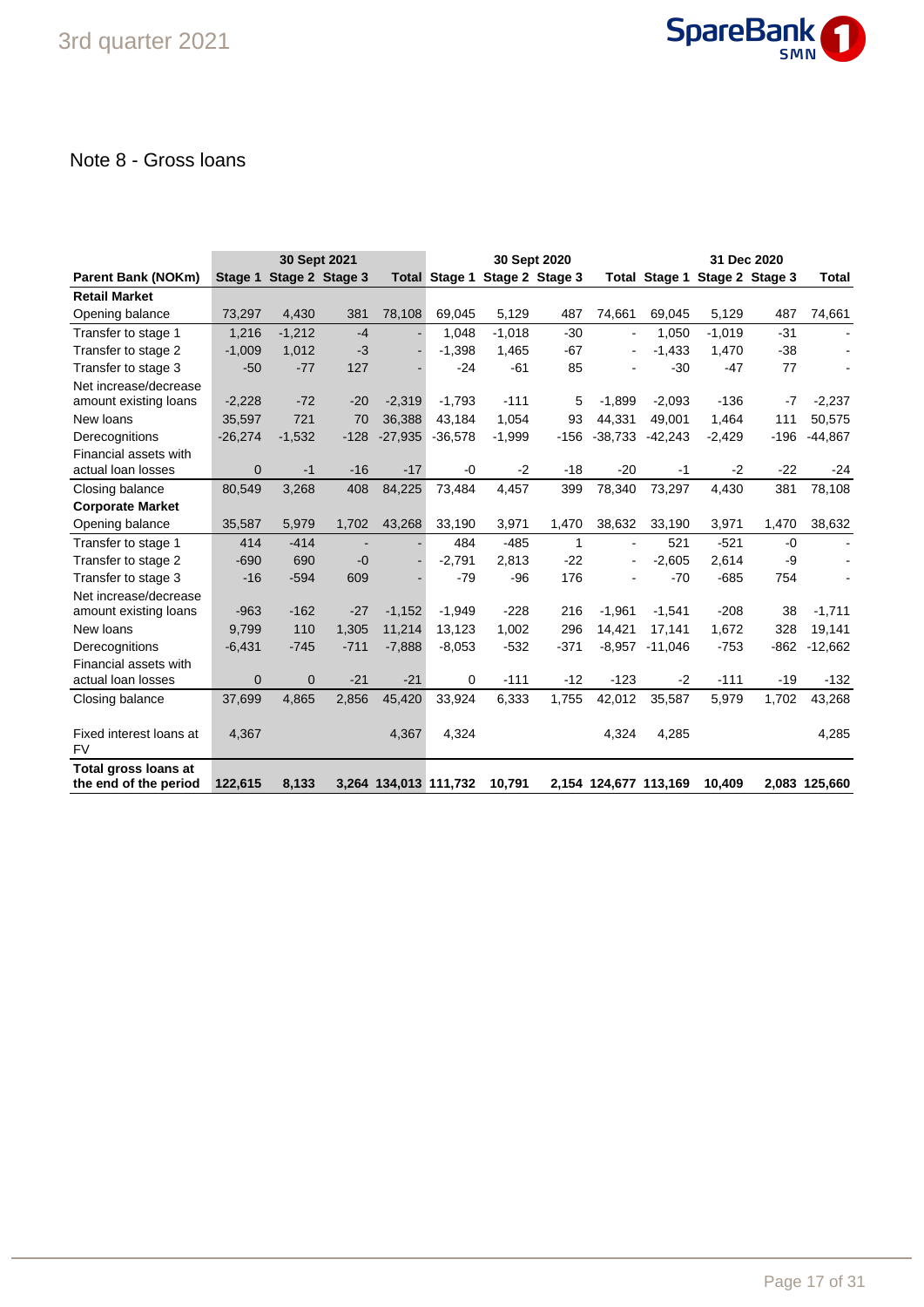## Note 8 - Gross loans

| Parent Bank (NOKm) | 30 Sept 2021 | | | | 30 Sept 2020 | | | | 31 Dec 2020 | | | |
|---|---|---|---|---|---|---|---|---|---|---|---|---|
| | Stage 1 | Stage 2 | Stage 3 | Total | Stage 1 | Stage 2 | Stage 3 | Total | Stage 1 | Stage 2 | Stage 3 | Total |
| **Retail Market** | | | | | | | | | | | | |
| Opening balance | 73,297 | 4,430 | 381 | 78,108 | 69,045 | 5,129 | 487 | 74,661 | 69,045 | 5,129 | 487 | 74,661 |
| Transfer to stage 1 | 1,216 | -1,212 | -4 | - | 1,048 | -1,018 | -30 | - | 1,050 | -1,019 | -31 | - |
| Transfer to stage 2 | -1,009 | 1,012 | -3 | - | -1,398 | 1,465 | -67 | - | -1,433 | 1,470 | -38 | - |
| Transfer to stage 3 | -50 | -77 | 127 | - | -24 | -61 | 85 | - | -30 | -47 | 77 | - |
| Net increase/decrease amount existing loans | -2,228 | -72 | -20 | -2,319 | -1,793 | -111 | 5 | -1,899 | -2,093 | -136 | -7 | -2,237 |
| New loans | 35,597 | 721 | 70 | 36,388 | 43,184 | 1,054 | 93 | 44,331 | 49,001 | 1,464 | 111 | 50,575 |
| Derecognitions | -26,274 | -1,532 | -128 | -27,935 | -36,578 | -1,999 | -156 | -38,733 | -42,243 | -2,429 | -196 | -44,867 |
| Financial assets with actual loan losses | 0 | -1 | -16 | -17 | -0 | -2 | -18 | -20 | -1 | -2 | -22 | -24 |
| Closing balance | 80,549 | 3,268 | 408 | 84,225 | 73,484 | 4,457 | 399 | 78,340 | 73,297 | 4,430 | 381 | 78,108 |
| **Corporate Market** | | | | | | | | | | | | |
| Opening balance | 35,587 | 5,979 | 1,702 | 43,268 | 33,190 | 3,971 | 1,470 | 38,632 | 33,190 | 3,971 | 1,470 | 38,632 |
| Transfer to stage 1 | 414 | -414 | - | - | 484 | -485 | 1 | - | 521 | -521 | -0 | - |
| Transfer to stage 2 | -690 | 690 | -0 | - | -2,791 | 2,813 | -22 | - | -2,605 | 2,614 | -9 | - |
| Transfer to stage 3 | -16 | -594 | 609 | - | -79 | -96 | 176 | - | -70 | -685 | 754 | - |
| Net increase/decrease amount existing loans | -963 | -162 | -27 | -1,152 | -1,949 | -228 | 216 | -1,961 | -1,541 | -208 | 38 | -1,711 |
| New loans | 9,799 | 110 | 1,305 | 11,214 | 13,123 | 1,002 | 296 | 14,421 | 17,141 | 1,672 | 328 | 19,141 |
| Derecognitions | -6,431 | -745 | -711 | -7,888 | -8,053 | -532 | -371 | -8,957 | -11,046 | -753 | -862 | -12,662 |
| Financial assets with actual loan losses | 0 | 0 | -21 | -21 | 0 | -111 | -12 | -123 | -2 | -111 | -19 | -132 |
| Closing balance | 37,699 | 4,865 | 2,856 | 45,420 | 33,924 | 6,333 | 1,755 | 42,012 | 35,587 | 5,979 | 1,702 | 43,268 |
| Fixed interest loans at FV | 4,367 | | | 4,367 | 4,324 | | | 4,324 | 4,285 | | | 4,285 |
| **Total gross loans at the end of the period** | **122,615** | **8,133** | **3,264** | **134,013** | **111,732** | **10,791** | **2,154** | **124,677** | **113,169** | **10,409** | **2,083** | **125,660** |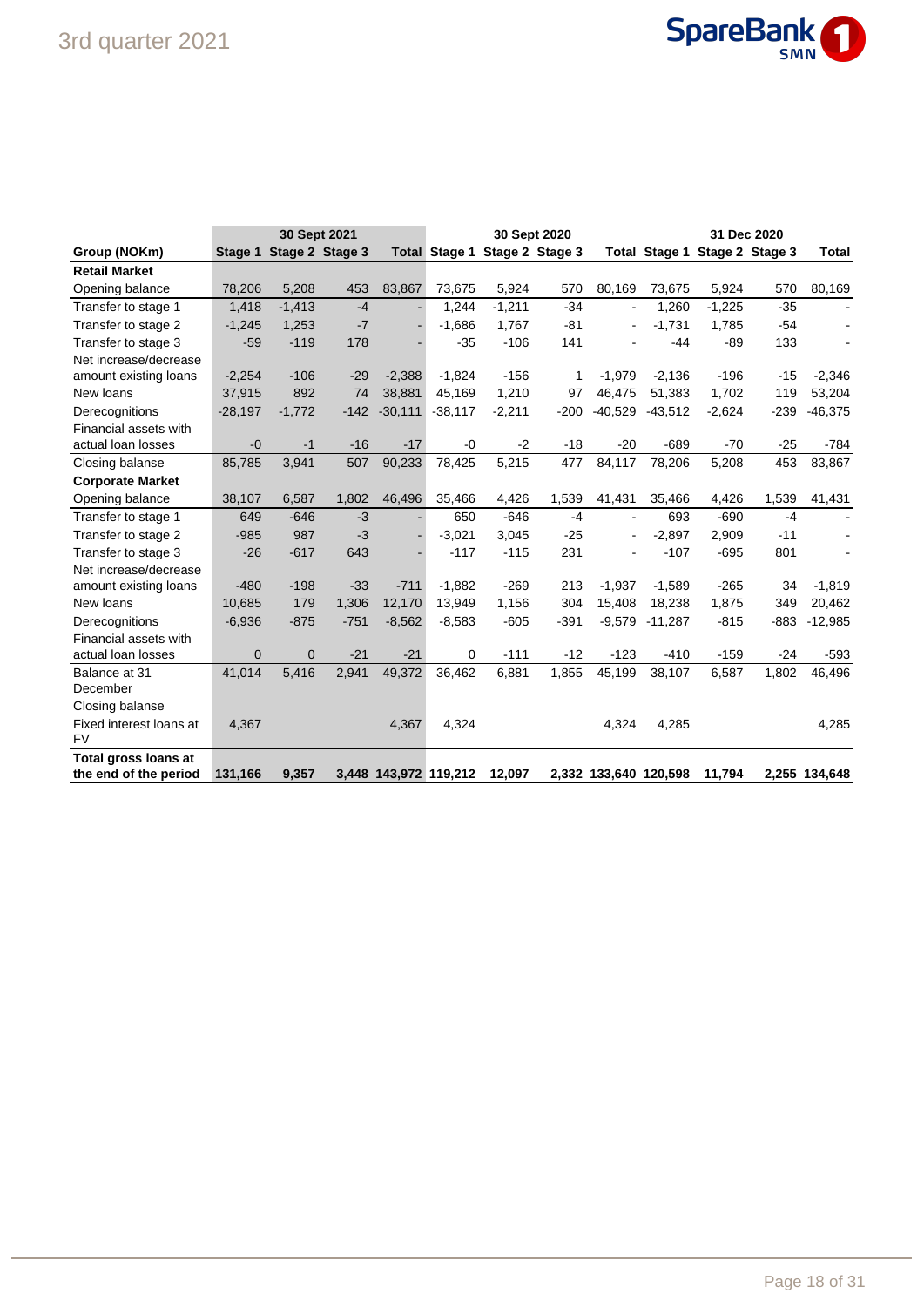| Group (NOKm) | 30 Sept 2021 | | | | 30 Sept 2020 | | | | 31 Dec 2020 | | | |
|---|---|---|---|---|---|---|---|---|---|---|---|---|
| | Stage 1 | Stage 2 | Stage 3 | Total | Stage 1 | Stage 2 | Stage 3 | Total | Stage 1 | Stage 2 | Stage 3 | Total |
| **Retail Market** | | | | | | | | | | | | |
| Opening balance | 78,206 | 5,208 | 453 | 83,867 | 73,675 | 5,924 | 570 | 80,169 | 73,675 | 5,924 | 570 | 80,169 |
| Transfer to stage 1 | 1,418 | -1,413 | -4 | - | 1,244 | -1,211 | -34 | - | 1,260 | -1,225 | -35 | - |
| Transfer to stage 2 | -1,245 | 1,253 | -7 | - | -1,686 | 1,767 | -81 | - | -1,731 | 1,785 | -54 | - |
| Transfer to stage 3 | -59 | -119 | 178 | - | -35 | -106 | 141 | - | -44 | -89 | 133 | - |
| Net increase/decrease amount existing loans | -2,254 | -106 | -29 | -2,388 | -1,824 | -156 | 1 | -1,979 | -2,136 | -196 | -15 | -2,346 |
| New loans | 37,915 | 892 | 74 | 38,881 | 45,169 | 1,210 | 97 | 46,475 | 51,383 | 1,702 | 119 | 53,204 |
| Derecognitions | -28,197 | -1,772 | -142 | -30,111 | -38,117 | -2,211 | -200 | -40,529 | -43,512 | -2,624 | -239 | -46,375 |
| Financial assets with actual loan losses | -0 | -1 | -16 | -17 | -0 | -2 | -18 | -20 | -689 | -70 | -25 | -784 |
| Closing balanse | 85,785 | 3,941 | 507 | 90,233 | 78,425 | 5,215 | 477 | 84,117 | 78,206 | 5,208 | 453 | 83,867 |
| **Corporate Market** | | | | | | | | | | | | |
| Opening balance | 38,107 | 6,587 | 1,802 | 46,496 | 35,466 | 4,426 | 1,539 | 41,431 | 35,466 | 4,426 | 1,539 | 41,431 |
| Transfer to stage 1 | 649 | -646 | -3 | - | 650 | -646 | -4 | - | 693 | -690 | -4 | - |
| Transfer to stage 2 | -985 | 987 | -3 | - | -3,021 | 3,045 | -25 | - | -2,897 | 2,909 | -11 | - |
| Transfer to stage 3 | -26 | -617 | 643 | - | -117 | -115 | 231 | - | -107 | -695 | 801 | - |
| Net increase/decrease amount existing loans | -480 | -198 | -33 | -711 | -1,882 | -269 | 213 | -1,937 | -1,589 | -265 | 34 | -1,819 |
| New loans | 10,685 | 179 | 1,306 | 12,170 | 13,949 | 1,156 | 304 | 15,408 | 18,238 | 1,875 | 349 | 20,462 |
| Derecognitions | -6,936 | -875 | -751 | -8,562 | -8,583 | -605 | -391 | -9,579 | -11,287 | -815 | -883 | -12,985 |
| Financial assets with actual loan losses | 0 | 0 | -21 | -21 | 0 | -111 | -12 | -123 | -410 | -159 | -24 | -593 |
| Balance at 31 December Closing balanse | 41,014 | 5,416 | 2,941 | 49,372 | 36,462 | 6,881 | 1,855 | 45,199 | 38,107 | 6,587 | 1,802 | 46,496 |
| Fixed interest loans at FV | 4,367 | | | 4,367 | 4,324 | | | 4,324 | 4,285 | | | 4,285 |
| **Total gross loans at the end of the period** | **131,166** | **9,357** | **3,448** | **143,972** | **119,212** | **12,097** | **2,332** | **133,640** | **120,598** | **11,794** | **2,255** | **134,648** |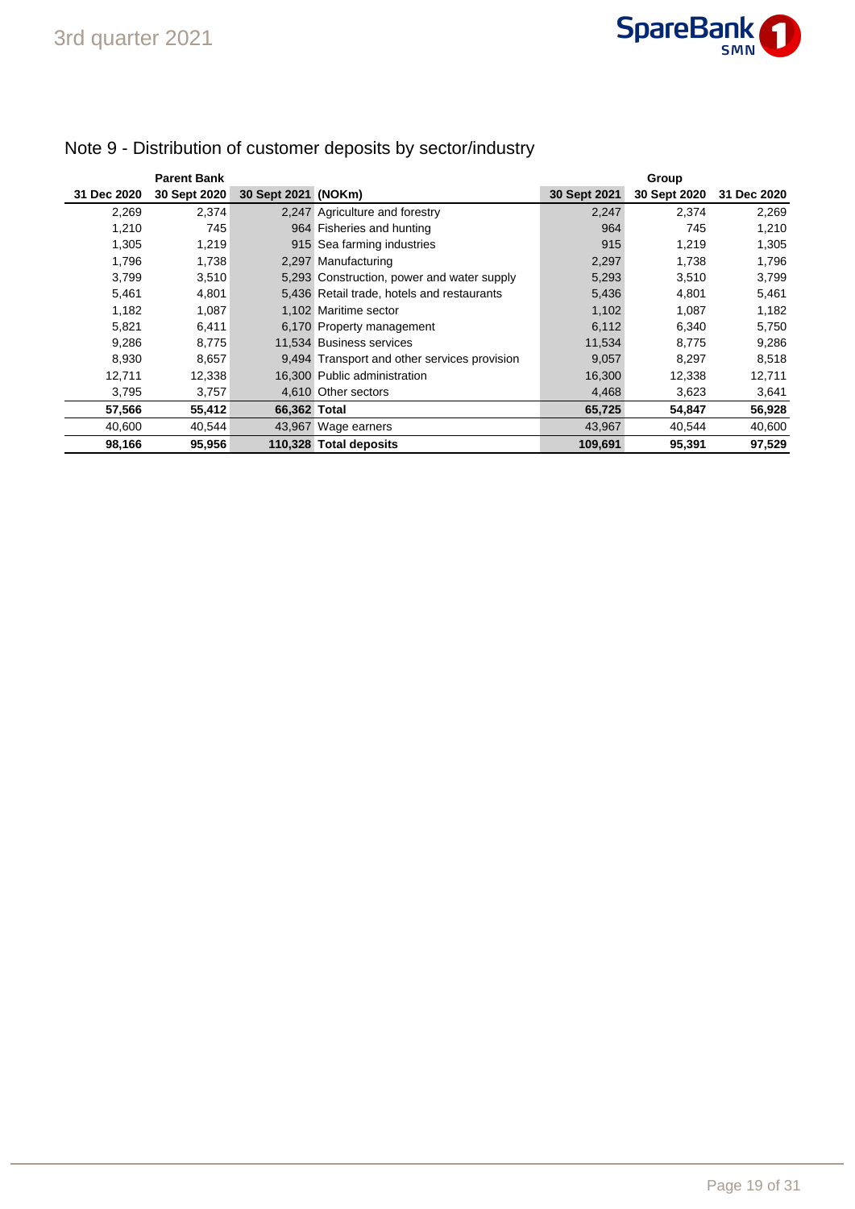## Note 9 - Distribution of customer deposits by sector/industry

| Parent Bank | | | | Group | | |
|---|---|---|---|---|---|---|
| 31 Dec 2020 | 30 Sept 2020 | 30 Sept 2021 | (NOKm) | 30 Sept 2021 | 30 Sept 2020 | 31 Dec 2020 |
| 2,269 | 2,374 | 2,247 | Agriculture and forestry | 2,247 | 2,374 | 2,269 |
| 1,210 | 745 | 964 | Fisheries and hunting | 964 | 745 | 1,210 |
| 1,305 | 1,219 | 915 | Sea farming industries | 915 | 1,219 | 1,305 |
| 1,796 | 1,738 | 2,297 | Manufacturing | 2,297 | 1,738 | 1,796 |
| 3,799 | 3,510 | 5,293 | Construction, power and water supply | 5,293 | 3,510 | 3,799 |
| 5,461 | 4,801 | 5,436 | Retail trade, hotels and restaurants | 5,436 | 4,801 | 5,461 |
| 1,182 | 1,087 | 1,102 | Maritime sector | 1,102 | 1,087 | 1,182 |
| 5,821 | 6,411 | 6,170 | Property management | 6,112 | 6,340 | 5,750 |
| 9,286 | 8,775 | 11,534 | Business services | 11,534 | 8,775 | 9,286 |
| 8,930 | 8,657 | 9,494 | Transport and other services provision | 9,057 | 8,297 | 8,518 |
| 12,711 | 12,338 | 16,300 | Public administration | 16,300 | 12,338 | 12,711 |
| 3,795 | 3,757 | 4,610 | Other sectors | 4,468 | 3,623 | 3,641 |
| **57,566** | **55,412** | **66,362** | **Total** | **65,725** | **54,847** | **56,928** |
| 40,600 | 40,544 | 43,967 | Wage earners | 43,967 | 40,544 | 40,600 |
| **98,166** | **95,956** | **110,328** | **Total deposits** | **109,691** | **95,391** | **97,529** |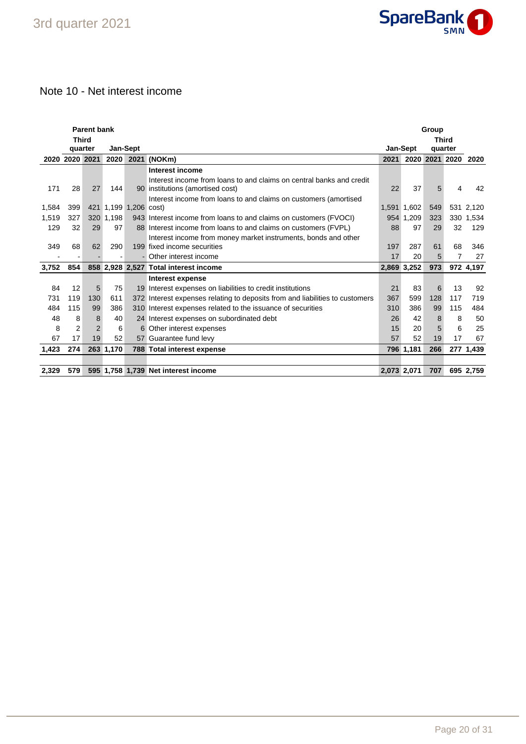## Note 10 - Net interest income

| Parent bank | | | | | | Group | | | | |
|---|---|---|---|---|---|---|---|---|---|---|
| | Third quarter | | Jan-Sept | | | Jan-Sept | | Third quarter | | |
| 2020 | 2020 | 2021 | 2020 | 2021 | (NOKm) | 2021 | 2020 | 2021 | 2020 | 2020 |
| | | | | | **Interest income** | | | | | |
| 171 | 28 | 27 | 144 | 90 | Interest income from loans to and claims on central banks and credit institutions (amortised cost) | 22 | 37 | 5 | 4 | 42 |
| 1,584 | 399 | 421 | 1,199 | 1,206 | Interest income from loans to and claims on customers (amortised cost) | 1,591 | 1,602 | 549 | 531 | 2,120 |
| 1,519 | 327 | 320 | 1,198 | 943 | Interest income from loans to and claims on customers (FVOCI) | 954 | 1,209 | 323 | 330 | 1,534 |
| 129 | 32 | 29 | 97 | 88 | Interest income from loans to and claims on customers (FVPL) | 88 | 97 | 29 | 32 | 129 |
| 349 | 68 | 62 | 290 | 199 | Interest income from money market instruments, bonds and other fixed income securities | 197 | 287 | 61 | 68 | 346 |
| - | - | - | - | - | Other interest income | 17 | 20 | 5 | 7 | 27 |
| **3,752** | **854** | **858** | **2,928** | **2,527** | **Total interest income** | **2,869** | **3,252** | **973** | **972** | **4,197** |
| | | | | | **Interest expense** | | | | | |
| 84 | 12 | 5 | 75 | 19 | Interest expenses on liabilities to credit institutions | 21 | 83 | 6 | 13 | 92 |
| 731 | 119 | 130 | 611 | 372 | Interest expenses relating to deposits from and liabilities to customers | 367 | 599 | 128 | 117 | 719 |
| 484 | 115 | 99 | 386 | 310 | Interest expenses related to the issuance of securities | 310 | 386 | 99 | 115 | 484 |
| 48 | 8 | 8 | 40 | 24 | Interest expenses on subordinated debt | 26 | 42 | 8 | 8 | 50 |
| 8 | 2 | 2 | 6 | 6 | Other interest expenses | 15 | 20 | 5 | 6 | 25 |
| 67 | 17 | 19 | 52 | 57 | Guarantee fund levy | 57 | 52 | 19 | 17 | 67 |
| **1,423** | **274** | **263** | **1,170** | **788** | **Total interest expense** | **796** | **1,181** | **266** | **277** | **1,439** |
| | | | | | | | | | | |
| **2,329** | **579** | **595** | **1,758** | **1,739** | **Net interest income** | **2,073** | **2,071** | **707** | **695** | **2,759** |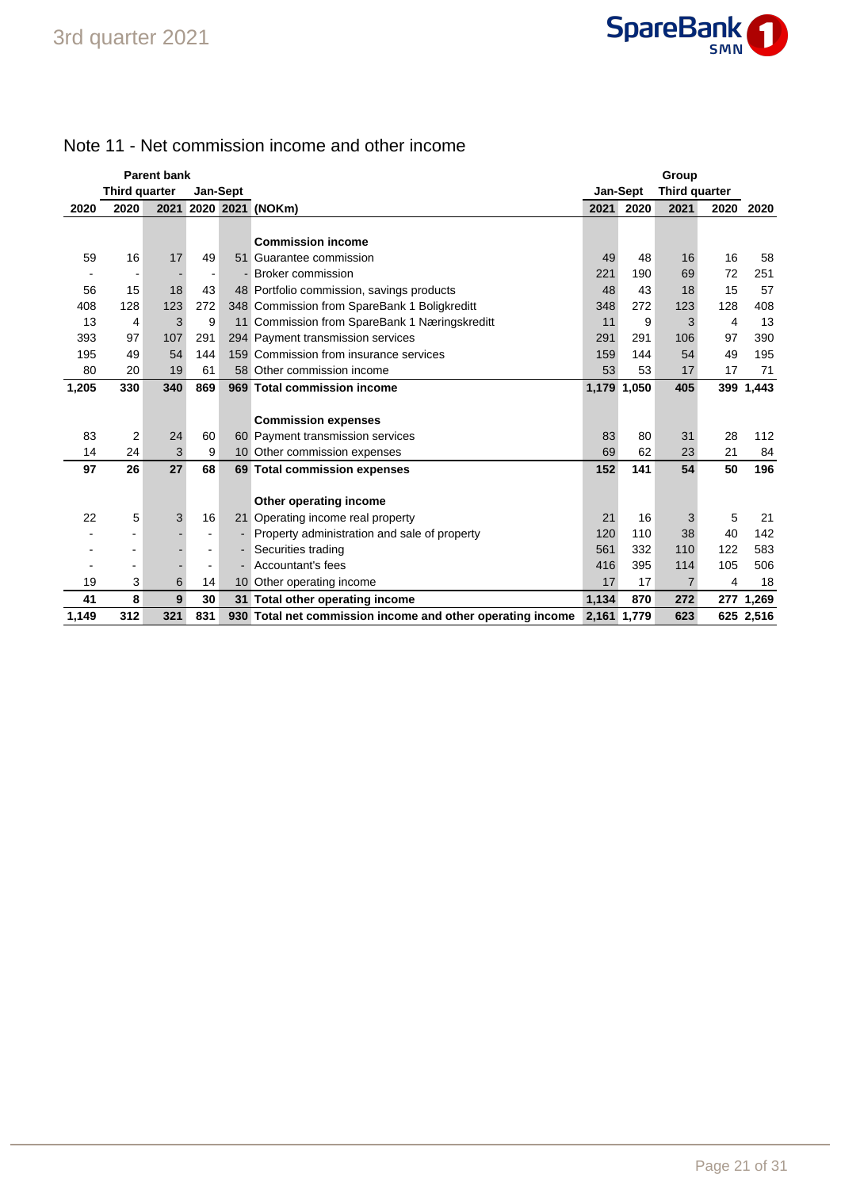## Note 11 - Net commission income and other income

| Parent bank | | | | | | Group | | | | |
|---|---|---|---|---|---|---|---|---|---|---|
| | Third quarter | | Jan-Sept | | | Jan-Sept | | Third quarter | | |
| 2020 | 2020 | 2021 | 2020 | 2021 | (NOKm) | 2021 | 2020 | 2021 | 2020 | 2020 |
| | | | | | **Commission income** | | | | | |
| 59 | 16 | 17 | 49 | 51 | Guarantee commission | 49 | 48 | 16 | 16 | 58 |
| - | - | - | - | - | Broker commission | 221 | 190 | 69 | 72 | 251 |
| 56 | 15 | 18 | 43 | 48 | Portfolio commission, savings products | 48 | 43 | 18 | 15 | 57 |
| 408 | 128 | 123 | 272 | 348 | Commission from SpareBank 1 Boligkreditt | 348 | 272 | 123 | 128 | 408 |
| 13 | 4 | 3 | 9 | 11 | Commission from SpareBank 1 Næringskreditt | 11 | 9 | 3 | 4 | 13 |
| 393 | 97 | 107 | 291 | 294 | Payment transmission services | 291 | 291 | 106 | 97 | 390 |
| 195 | 49 | 54 | 144 | 159 | Commission from insurance services | 159 | 144 | 54 | 49 | 195 |
| 80 | 20 | 19 | 61 | 58 | Other commission income | 53 | 53 | 17 | 17 | 71 |
| **1,205** | **330** | **340** | **869** | **969** | **Total commission income** | **1,179** | **1,050** | **405** | **399** | **1,443** |
| | | | | | **Commission expenses** | | | | | |
| 83 | 2 | 24 | 60 | 60 | Payment transmission services | 83 | 80 | 31 | 28 | 112 |
| 14 | 24 | 3 | 9 | 10 | Other commission expenses | 69 | 62 | 23 | 21 | 84 |
| **97** | **26** | **27** | **68** | **69** | **Total commission expenses** | **152** | **141** | **54** | **50** | **196** |
| | | | | | **Other operating income** | | | | | |
| 22 | 5 | 3 | 16 | 21 | Operating income real property | 21 | 16 | 3 | 5 | 21 |
| - | - | - | - | - | Property administration and sale of property | 120 | 110 | 38 | 40 | 142 |
| - | - | - | - | - | Securities trading | 561 | 332 | 110 | 122 | 583 |
| - | - | - | - | - | Accountant's fees | 416 | 395 | 114 | 105 | 506 |
| 19 | 3 | 6 | 14 | 10 | Other operating income | 17 | 17 | 7 | 4 | 18 |
| **41** | **8** | **9** | **30** | **31** | **Total other operating income** | **1,134** | **870** | **272** | **277** | **1,269** |
| **1,149** | **312** | **321** | **831** | **930** | **Total net commission income and other operating income** | **2,161** | **1,779** | **623** | **625** | **2,516** |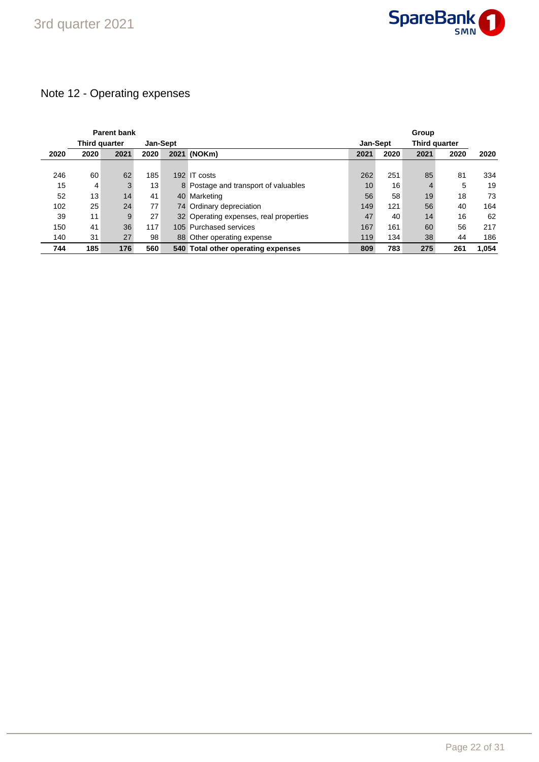## Note 12 - Operating expenses

| Parent bank | | | | | | Group | | | | |
|---|---|---|---|---|---|---|---|---|---|---|
| | Third quarter | | Jan-Sept | | | Jan-Sept | | Third quarter | | |
| 2020 | 2020 | 2021 | 2020 | 2021 | (NOKm) | 2021 | 2020 | 2021 | 2020 | 2020 |
| 246 | 60 | 62 | 185 | 192 | IT costs | 262 | 251 | 85 | 81 | 334 |
| 15 | 4 | 3 | 13 | 8 | Postage and transport of valuables | 10 | 16 | 4 | 5 | 19 |
| 52 | 13 | 14 | 41 | 40 | Marketing | 56 | 58 | 19 | 18 | 73 |
| 102 | 25 | 24 | 77 | 74 | Ordinary depreciation | 149 | 121 | 56 | 40 | 164 |
| 39 | 11 | 9 | 27 | 32 | Operating expenses, real properties | 47 | 40 | 14 | 16 | 62 |
| 150 | 41 | 36 | 117 | 105 | Purchased services | 167 | 161 | 60 | 56 | 217 |
| 140 | 31 | 27 | 98 | 88 | Other operating expense | 119 | 134 | 38 | 44 | 186 |
| **744** | **185** | **176** | **560** | **540** | **Total other operating expenses** | **809** | **783** | **275** | **261** | **1,054** |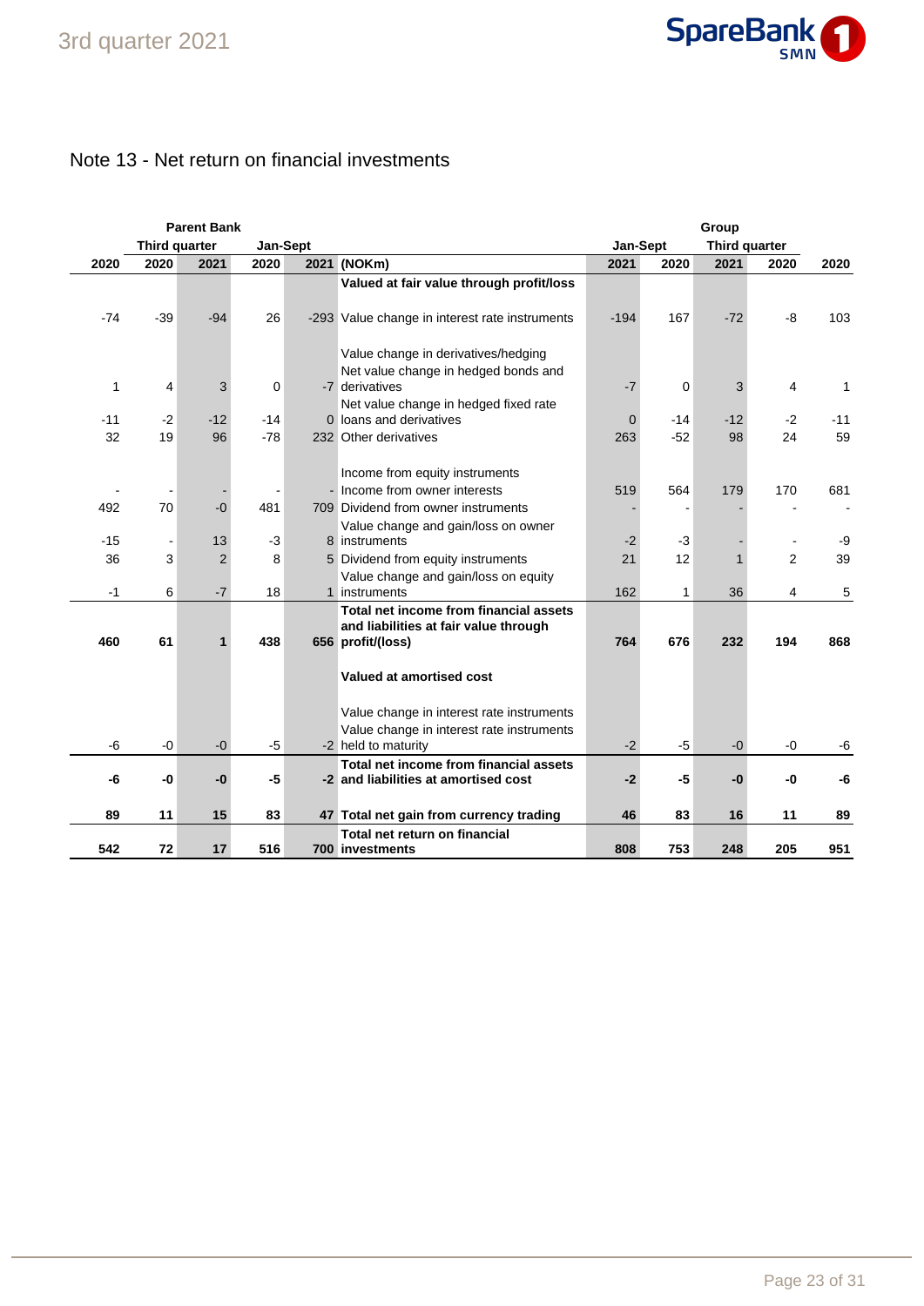## Note 13 - Net return on financial investments

| Parent Bank | | | | | | Group | | | | |
|---|---|---|---|---|---|---|---|---|---|---|
| | Third quarter | | Jan-Sept | | | Jan-Sept | | Third quarter | | |
| 2020 | 2020 | 2021 | 2020 | 2021 | (NOKm) | 2021 | 2020 | 2021 | 2020 | 2020 |
| | | | | | **Valued at fair value through profit/loss** | | | | | |
| -74 | -39 | -94 | 26 | -293 | Value change in interest rate instruments | -194 | 167 | -72 | -8 | 103 |
| | | | | | Value change in derivatives/hedging | | | | | |
| 1 | 4 | 3 | 0 | -7 | Net value change in hedged bonds and derivatives | -7 | 0 | 3 | 4 | 1 |
| -11 | -2 | -12 | -14 | 0 | Net value change in hedged fixed rate loans and derivatives | 0 | -14 | -12 | -2 | -11 |
| 32 | 19 | 96 | -78 | 232 | Other derivatives | 263 | -52 | 98 | 24 | 59 |
| | | | | | Income from equity instruments | | | | | |
| - | - | - | - | - | Income from owner interests | 519 | 564 | 179 | 170 | 681 |
| 492 | 70 | -0 | 481 | 709 | Dividend from owner instruments | - | - | - | - | - |
| -15 | - | 13 | -3 | 8 | Value change and gain/loss on owner instruments | -2 | -3 | - | - | -9 |
| 36 | 3 | 2 | 8 | 5 | Dividend from equity instruments | 21 | 12 | 1 | 2 | 39 |
| -1 | 6 | -7 | 18 | 1 | Value change and gain/loss on equity instruments | 162 | 1 | 36 | 4 | 5 |
| **460** | **61** | **1** | **438** | **656** | **Total net income from financial assets and liabilities at fair value through profit/(loss)** | **764** | **676** | **232** | **194** | **868** |
| | | | | | **Valued at amortised cost** | | | | | |
| | | | | | Value change in interest rate instruments | | | | | |
| -6 | -0 | -0 | -5 | -2 | Value change in interest rate instruments held to maturity | -2 | -5 | -0 | -0 | -6 |
| **-6** | **-0** | **-0** | **-5** | **-2** | **Total net income from financial assets and liabilities at amortised cost** | **-2** | **-5** | **-0** | **-0** | **-6** |
| **89** | **11** | **15** | **83** | **47** | **Total net gain from currency trading** | **46** | **83** | **16** | **11** | **89** |
| **542** | **72** | **17** | **516** | **700** | **Total net return on financial investments** | **808** | **753** | **248** | **205** | **951** |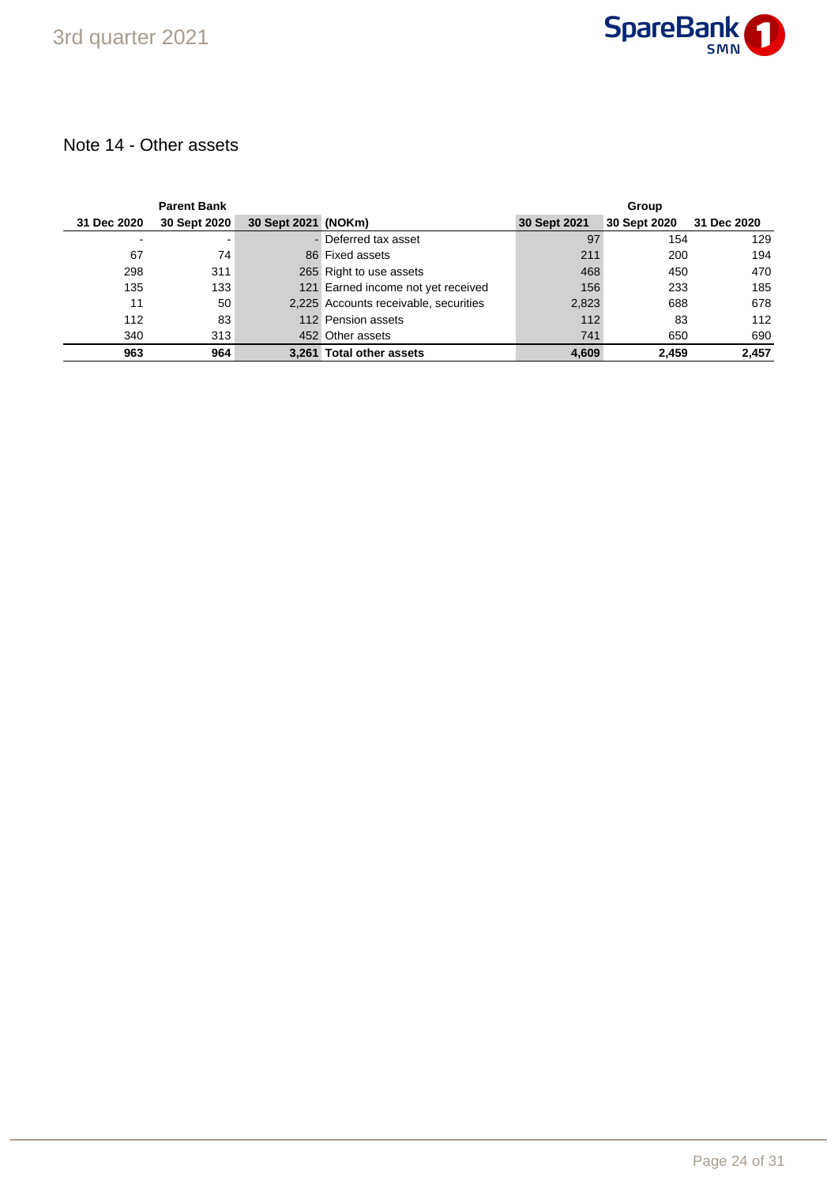## Note 14 - Other assets

| Parent Bank | | | | Group | | |
|---|---|---|---|---|---|---|
| 31 Dec 2020 | 30 Sept 2020 | 30 Sept 2021 | (NOKm) | 30 Sept 2021 | 30 Sept 2020 | 31 Dec 2020 |
| - | - | - | Deferred tax asset | 97 | 154 | 129 |
| 67 | 74 | 86 | Fixed assets | 211 | 200 | 194 |
| 298 | 311 | 265 | Right to use assets | 468 | 450 | 470 |
| 135 | 133 | 121 | Earned income not yet received | 156 | 233 | 185 |
| 11 | 50 | 2,225 | Accounts receivable, securities | 2,823 | 688 | 678 |
| 112 | 83 | 112 | Pension assets | 112 | 83 | 112 |
| 340 | 313 | 452 | Other assets | 741 | 650 | 690 |
| **963** | **964** | **3,261** | **Total other assets** | **4,609** | **2,459** | **2,457** |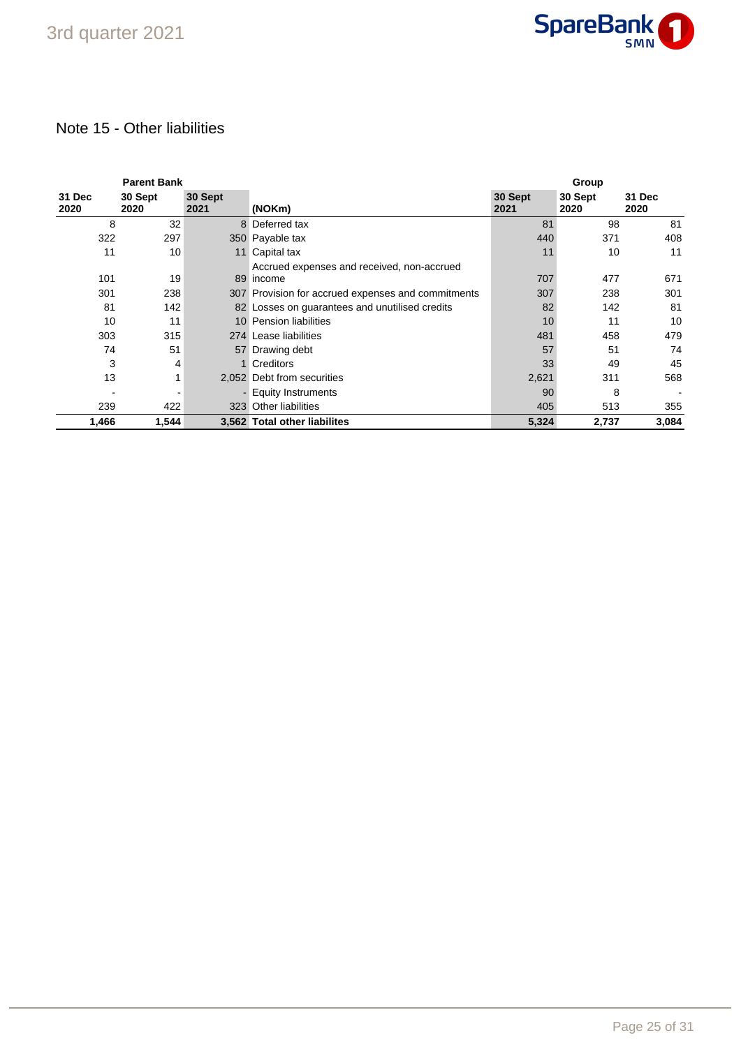## Note 15 - Other liabilities

| Parent Bank | | | | Group | | |
|---|---|---|---|---|---|---|
| 31 Dec 2020 | 30 Sept 2020 | 30 Sept 2021 | (NOKm) | 30 Sept 2021 | 30 Sept 2020 | 31 Dec 2020 |
| 8 | 32 | 8 | Deferred tax | 81 | 98 | 81 |
| 322 | 297 | 350 | Payable tax | 440 | 371 | 408 |
| 11 | 10 | 11 | Capital tax | 11 | 10 | 11 |
| 101 | 19 | 89 | Accrued expenses and received, non-accrued income | 707 | 477 | 671 |
| 301 | 238 | 307 | Provision for accrued expenses and commitments | 307 | 238 | 301 |
| 81 | 142 | 82 | Losses on guarantees and unutilised credits | 82 | 142 | 81 |
| 10 | 11 | 10 | Pension liabilities | 10 | 11 | 10 |
| 303 | 315 | 274 | Lease liabilities | 481 | 458 | 479 |
| 74 | 51 | 57 | Drawing debt | 57 | 51 | 74 |
| 3 | 4 | 1 | Creditors | 33 | 49 | 45 |
| 13 | 1 | 2,052 | Debt from securities | 2,621 | 311 | 568 |
| - | - | - | Equity Instruments | 90 | 8 | - |
| 239 | 422 | 323 | Other liabilities | 405 | 513 | 355 |
| **1,466** | **1,544** | **3,562** | **Total other liabilites** | **5,324** | **2,737** | **3,084** |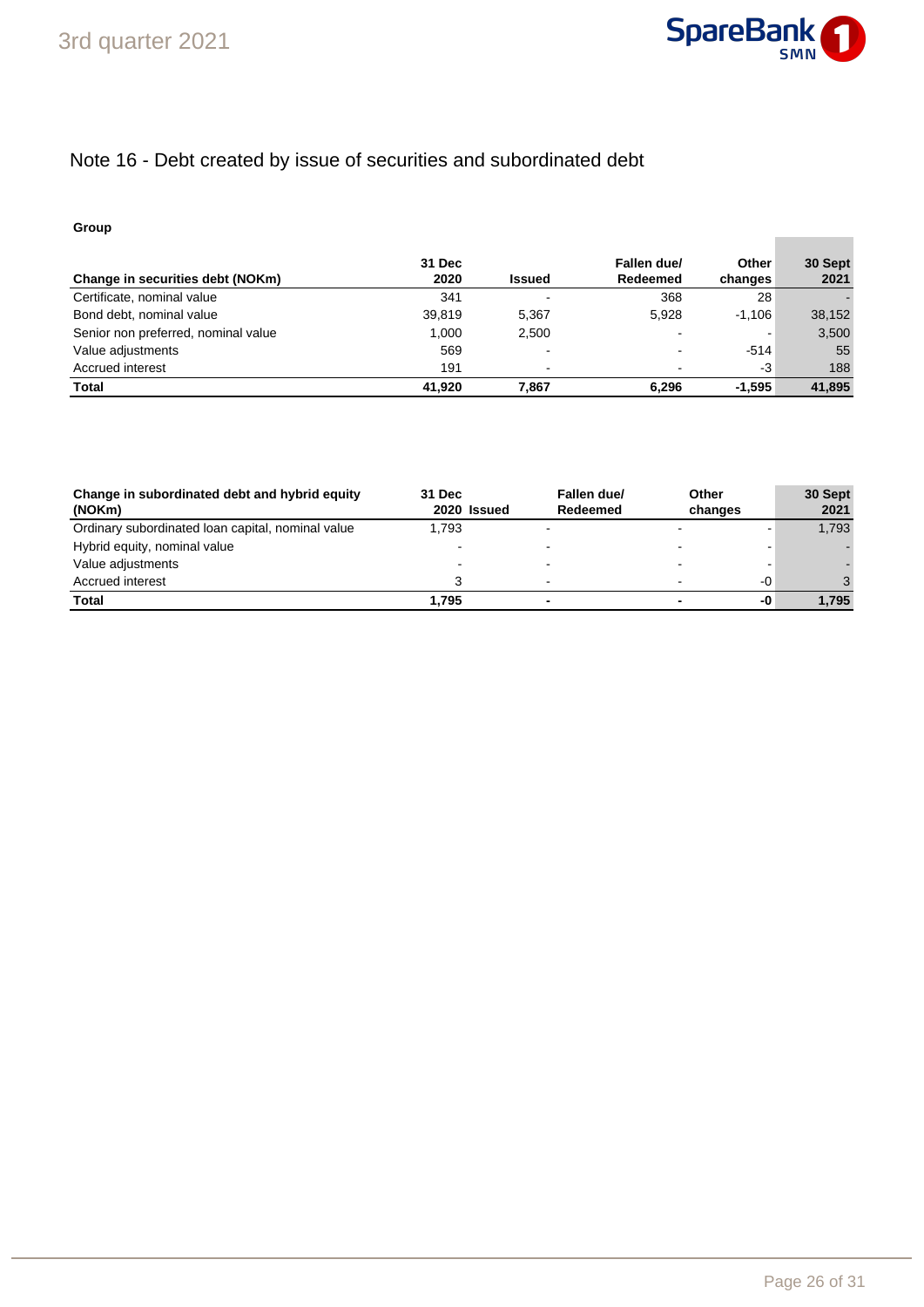# Note 16 - Debt created by issue of securities and subordinated debt

**Group**

| Change in securities debt (NOKm) | 31 Dec 2020 | Issued | Fallen due/ Redeemed | Other changes | 30 Sept 2021 |
|---|---|---|---|---|---|
| Certificate, nominal value | 341 | - | 368 | 28 | - |
| Bond debt, nominal value | 39,819 | 5,367 | 5,928 | -1,106 | 38,152 |
| Senior non preferred, nominal value | 1,000 | 2,500 | - | - | 3,500 |
| Value adjustments | 569 | - | - | -514 | 55 |
| Accrued interest | 191 | - | - | -3 | 188 |
| **Total** | **41,920** | **7,867** | **6,296** | **-1,595** | **41,895** |

| Change in subordinated debt and hybrid equity (NOKm) | 31 Dec 2020 | Issued | Fallen due/ Redeemed | Other changes | 30 Sept 2021 |
|---|---|---|---|---|---|
| Ordinary subordinated loan capital, nominal value | 1,793 | - | - | - | 1,793 |
| Hybrid equity, nominal value | - | - | - | - | - |
| Value adjustments | - | - | - | - | - |
| Accrued interest | 3 | - | - | -0 | 3 |
| **Total** | **1,795** | **-** | **-** | **-0** | **1,795** |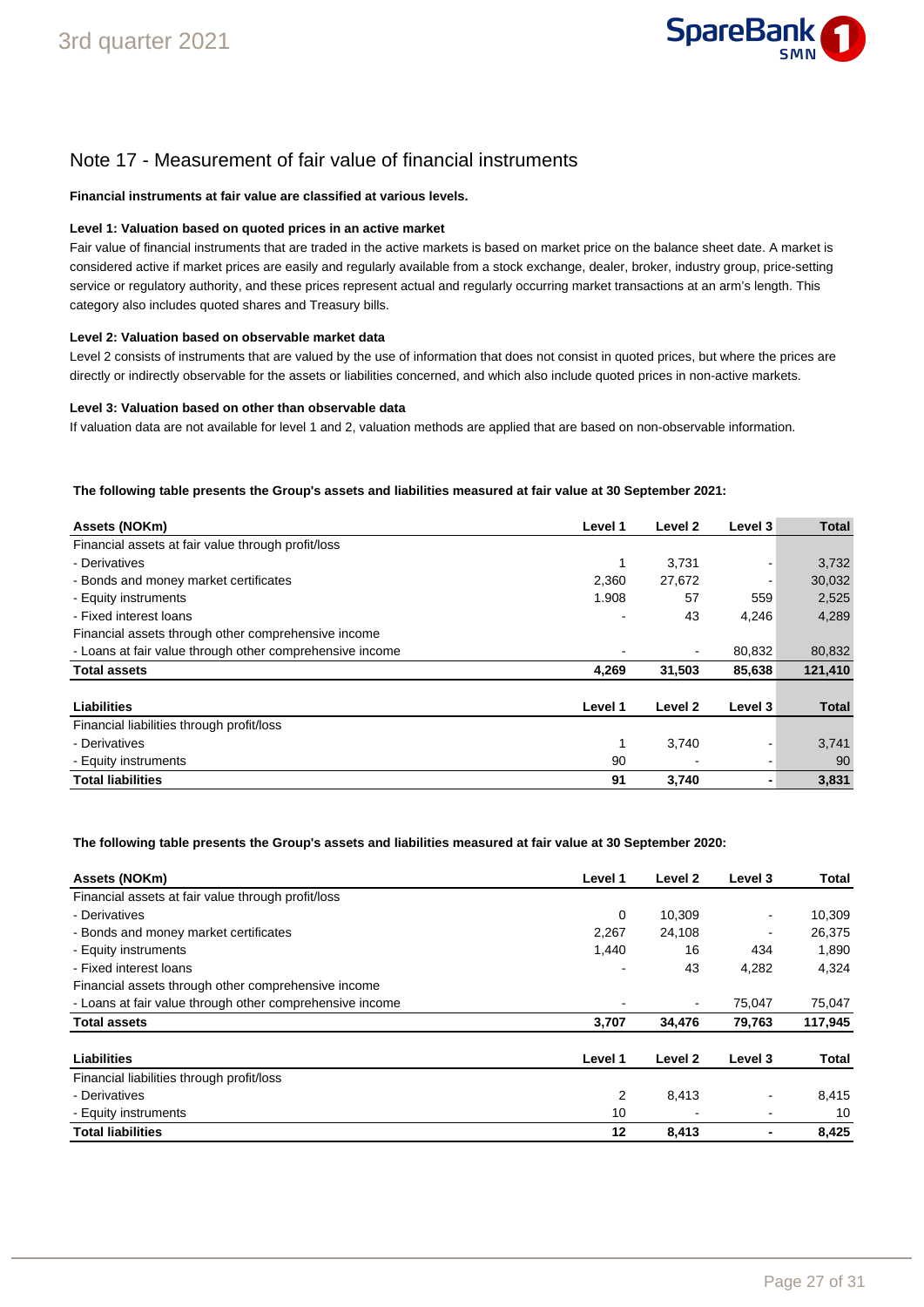## Note 17 - Measurement of fair value of financial instruments

**Financial instruments at fair value are classified at various levels.**

**Level 1: Valuation based on quoted prices in an active market**

Fair value of financial instruments that are traded in the active markets is based on market price on the balance sheet date. A market is considered active if market prices are easily and regularly available from a stock exchange, dealer, broker, industry group, price-setting service or regulatory authority, and these prices represent actual and regularly occurring market transactions at an arm's length. This category also includes quoted shares and Treasury bills.

**Level 2: Valuation based on observable market data**

Level 2 consists of instruments that are valued by the use of information that does not consist in quoted prices, but where the prices are directly or indirectly observable for the assets or liabilities concerned, and which also include quoted prices in non-active markets.

**Level 3: Valuation based on other than observable data**

If valuation data are not available for level 1 and 2, valuation methods are applied that are based on non-observable information.

**The following table presents the Group's assets and liabilities measured at fair value at 30 September 2021:**

| Assets (NOKm) | Level 1 | Level 2 | Level 3 | Total |
|---|---|---|---|---|
| Financial assets at fair value through profit/loss | | | | |
| - Derivatives | 1 | 3,731 | - | 3,732 |
| - Bonds and money market certificates | 2,360 | 27,672 | - | 30,032 |
| - Equity instruments | 1.908 | 57 | 559 | 2,525 |
| - Fixed interest loans | - | 43 | 4,246 | 4,289 |
| Financial assets through other comprehensive income | | | | |
| - Loans at fair value through other comprehensive income | - | - | 80,832 | 80,832 |
| **Total assets** | **4,269** | **31,503** | **85,638** | **121,410** |

| Liabilities | Level 1 | Level 2 | Level 3 | Total |
|---|---|---|---|---|
| Financial liabilities through profit/loss | | | | |
| - Derivatives | 1 | 3,740 | - | 3,741 |
| - Equity instruments | 90 | - | - | 90 |
| **Total liabilities** | **91** | **3,740** | **-** | **3,831** |

**The following table presents the Group's assets and liabilities measured at fair value at 30 September 2020:**

| Assets (NOKm) | Level 1 | Level 2 | Level 3 | Total |
|---|---|---|---|---|
| Financial assets at fair value through profit/loss | | | | |
| - Derivatives | 0 | 10,309 | - | 10,309 |
| - Bonds and money market certificates | 2,267 | 24,108 | - | 26,375 |
| - Equity instruments | 1,440 | 16 | 434 | 1,890 |
| - Fixed interest loans | - | 43 | 4,282 | 4,324 |
| Financial assets through other comprehensive income | | | | |
| - Loans at fair value through other comprehensive income | - | - | 75,047 | 75,047 |
| **Total assets** | **3,707** | **34,476** | **79,763** | **117,945** |

| Liabilities | Level 1 | Level 2 | Level 3 | Total |
|---|---|---|---|---|
| Financial liabilities through profit/loss | | | | |
| - Derivatives | 2 | 8,413 | - | 8,415 |
| - Equity instruments | 10 | - | - | 10 |
| **Total liabilities** | **12** | **8,413** | **-** | **8,425** |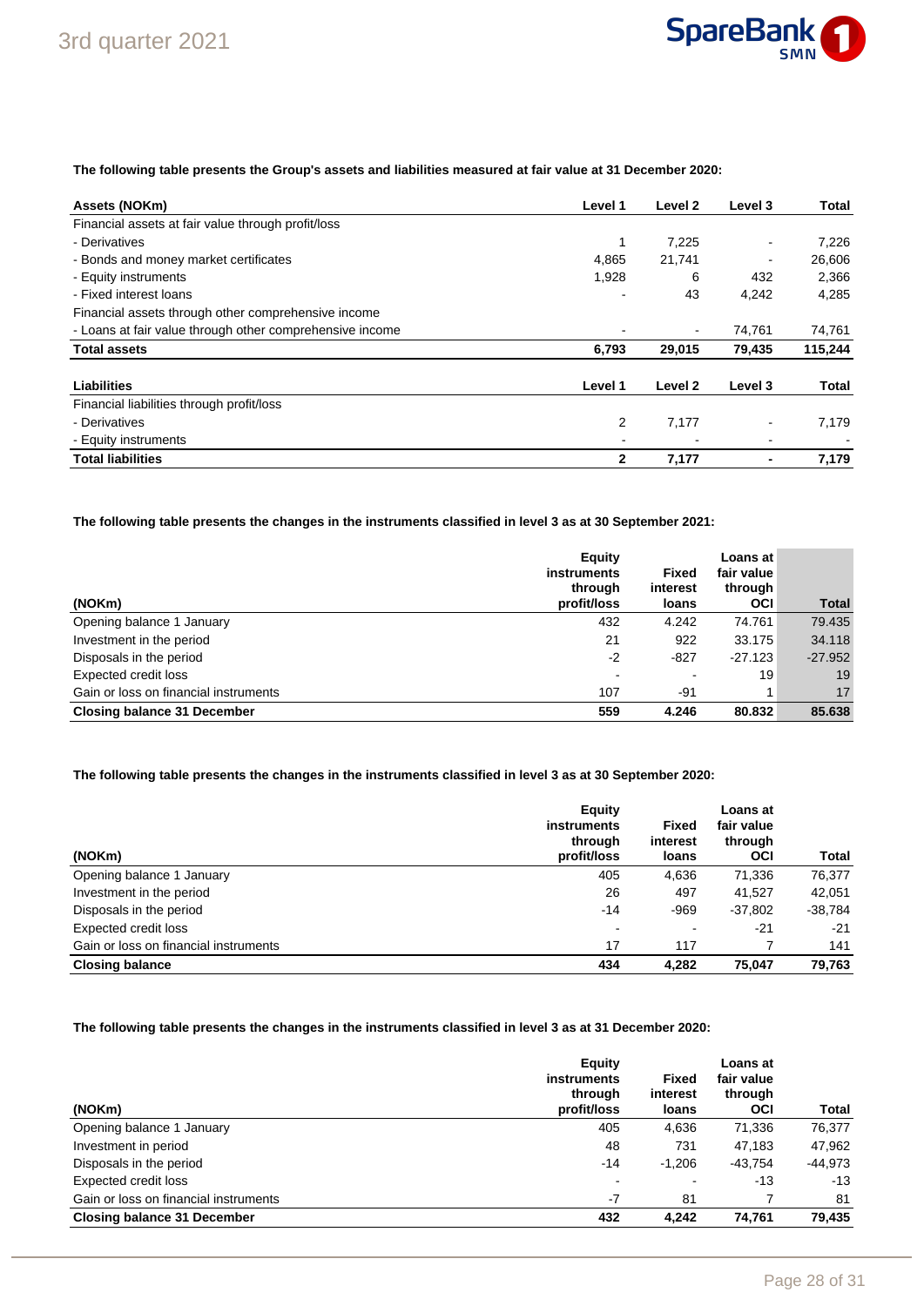**The following table presents the Group's assets and liabilities measured at fair value at 31 December 2020:**

| Assets (NOKm) | Level 1 | Level 2 | Level 3 | Total |
|---|---|---|---|---|
| Financial assets at fair value through profit/loss | | | | |
| - Derivatives | 1 | 7,225 | - | 7,226 |
| - Bonds and money market certificates | 4,865 | 21,741 | - | 26,606 |
| - Equity instruments | 1,928 | 6 | 432 | 2,366 |
| - Fixed interest loans | - | 43 | 4,242 | 4,285 |
| Financial assets through other comprehensive income | | | | |
| - Loans at fair value through other comprehensive income | - | - | 74,761 | 74,761 |
| **Total assets** | **6,793** | **29,015** | **79,435** | **115,244** |

| Liabilities | Level 1 | Level 2 | Level 3 | Total |
|---|---|---|---|---|
| Financial liabilities through profit/loss | | | | |
| - Derivatives | 2 | 7,177 | - | 7,179 |
| - Equity instruments | - | - | - | - |
| **Total liabilities** | **2** | **7,177** | **-** | **7,179** |

**The following table presents the changes in the instruments classified in level 3 as at 30 September 2021:**

| (NOKm) | Equity instruments through profit/loss | Fixed interest loans | Loans at fair value through OCI | Total |
|---|---|---|---|---|
| Opening balance 1 January | 432 | 4.242 | 74.761 | 79.435 |
| Investment in the period | 21 | 922 | 33.175 | 34.118 |
| Disposals in the period | -2 | -827 | -27.123 | -27.952 |
| Expected credit loss | - | - | 19 | 19 |
| Gain or loss on financial instruments | 107 | -91 | 1 | 17 |
| **Closing balance 31 December** | **559** | **4.246** | **80.832** | **85.638** |

**The following table presents the changes in the instruments classified in level 3 as at 30 September 2020:**

| (NOKm) | Equity instruments through profit/loss | Fixed interest loans | Loans at fair value through OCI | Total |
|---|---|---|---|---|
| Opening balance 1 January | 405 | 4,636 | 71,336 | 76,377 |
| Investment in the period | 26 | 497 | 41,527 | 42,051 |
| Disposals in the period | -14 | -969 | -37,802 | -38,784 |
| Expected credit loss | - | - | -21 | -21 |
| Gain or loss on financial instruments | 17 | 117 | 7 | 141 |
| **Closing balance** | **434** | **4,282** | **75,047** | **79,763** |

**The following table presents the changes in the instruments classified in level 3 as at 31 December 2020:**

| (NOKm) | Equity instruments through profit/loss | Fixed interest loans | Loans at fair value through OCI | Total |
|---|---|---|---|---|
| Opening balance 1 January | 405 | 4,636 | 71,336 | 76,377 |
| Investment in period | 48 | 731 | 47,183 | 47,962 |
| Disposals in the period | -14 | -1,206 | -43,754 | -44,973 |
| Expected credit loss | - | - | -13 | -13 |
| Gain or loss on financial instruments | -7 | 81 | 7 | 81 |
| **Closing balance 31 December** | **432** | **4,242** | **74,761** | **79,435** |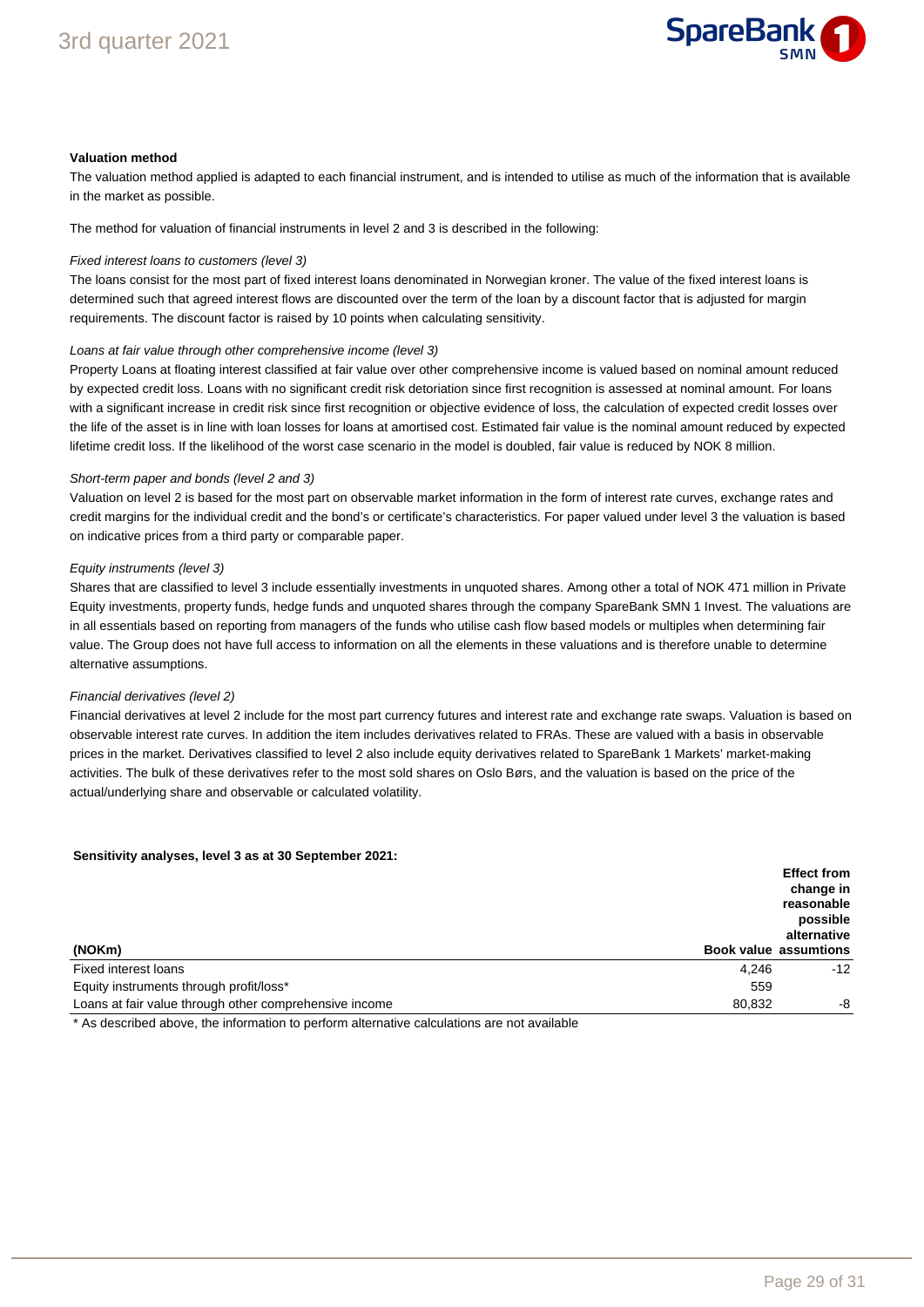**Valuation method**

The valuation method applied is adapted to each financial instrument, and is intended to utilise as much of the information that is available in the market as possible.

The method for valuation of financial instruments in level 2 and 3 is described in the following:

*Fixed interest loans to customers (level 3)*

The loans consist for the most part of fixed interest loans denominated in Norwegian kroner. The value of the fixed interest loans is determined such that agreed interest flows are discounted over the term of the loan by a discount factor that is adjusted for margin requirements. The discount factor is raised by 10 points when calculating sensitivity.

*Loans at fair value through other comprehensive income (level 3)*

Property Loans at floating interest classified at fair value over other comprehensive income is valued based on nominal amount reduced by expected credit loss. Loans with no significant credit risk detoriation since first recognition is assessed at nominal amount. For loans with a significant increase in credit risk since first recognition or objective evidence of loss, the calculation of expected credit losses over the life of the asset is in line with loan losses for loans at amortised cost. Estimated fair value is the nominal amount reduced by expected lifetime credit loss. If the likelihood of the worst case scenario in the model is doubled, fair value is reduced by NOK 8 million.

*Short-term paper and bonds (level 2 and 3)*

Valuation on level 2 is based for the most part on observable market information in the form of interest rate curves, exchange rates and credit margins for the individual credit and the bond's or certificate's characteristics. For paper valued under level 3 the valuation is based on indicative prices from a third party or comparable paper.

*Equity instruments (level 3)*

Shares that are classified to level 3 include essentially investments in unquoted shares. Among other a total of NOK 471 million in Private Equity investments, property funds, hedge funds and unquoted shares through the company SpareBank SMN 1 Invest. The valuations are in all essentials based on reporting from managers of the funds who utilise cash flow based models or multiples when determining fair value. The Group does not have full access to information on all the elements in these valuations and is therefore unable to determine alternative assumptions.

*Financial derivatives (level 2)*

Financial derivatives at level 2 include for the most part currency futures and interest rate and exchange rate swaps. Valuation is based on observable interest rate curves. In addition the item includes derivatives related to FRAs. These are valued with a basis in observable prices in the market. Derivatives classified to level 2 also include equity derivatives related to SpareBank 1 Markets' market-making activities. The bulk of these derivatives refer to the most sold shares on Oslo Børs, and the valuation is based on the price of the actual/underlying share and observable or calculated volatility.

**Sensitivity analyses, level 3 as at 30 September 2021:**

| (NOKm) | Book value | Effect from change in reasonable possible alternative assumtions |
|---|---|---|
| Fixed interest loans | 4,246 | -12 |
| Equity instruments through profit/loss* | 559 | |
| Loans at fair value through other comprehensive income | 80,832 | -8 |

\* As described above, the information to perform alternative calculations are not available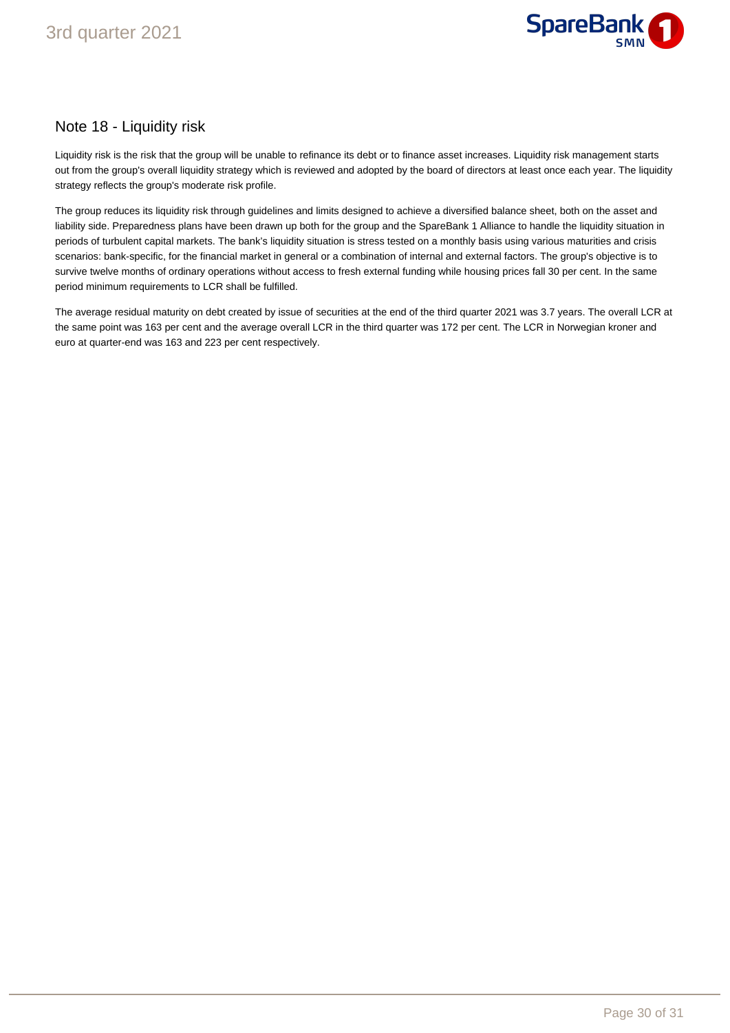## Note 18 - Liquidity risk

Liquidity risk is the risk that the group will be unable to refinance its debt or to finance asset increases. Liquidity risk management starts out from the group's overall liquidity strategy which is reviewed and adopted by the board of directors at least once each year. The liquidity strategy reflects the group's moderate risk profile.

The group reduces its liquidity risk through guidelines and limits designed to achieve a diversified balance sheet, both on the asset and liability side. Preparedness plans have been drawn up both for the group and the SpareBank 1 Alliance to handle the liquidity situation in periods of turbulent capital markets. The bank's liquidity situation is stress tested on a monthly basis using various maturities and crisis scenarios: bank-specific, for the financial market in general or a combination of internal and external factors. The group's objective is to survive twelve months of ordinary operations without access to fresh external funding while housing prices fall 30 per cent. In the same period minimum requirements to LCR shall be fulfilled.

The average residual maturity on debt created by issue of securities at the end of the third quarter 2021 was 3.7 years. The overall LCR at the same point was 163 per cent and the average overall LCR in the third quarter was 172 per cent. The LCR in Norwegian kroner and euro at quarter-end was 163 and 223 per cent respectively.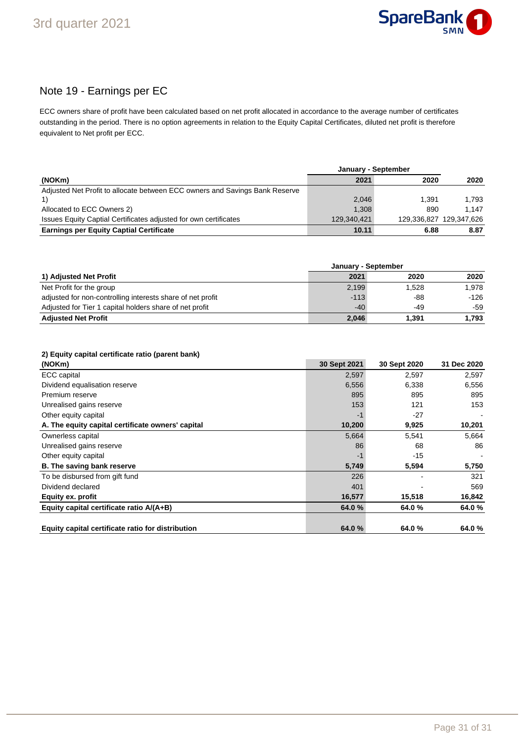## Note 19 - Earnings per EC

ECC owners share of profit have been calculated based on net profit allocated in accordance to the average number of certificates outstanding in the period. There is no option agreements in relation to the Equity Capital Certificates, diluted net profit is therefore equivalent to Net profit per ECC.

| | January - September | | |
|---|---|---|---|
| **(NOKm)** | **2021** | **2020** | **2020** |
| Adjusted Net Profit to allocate between ECC owners and Savings Bank Reserve 1) | 2,046 | 1,391 | 1,793 |
| Allocated to ECC Owners 2) | 1,308 | 890 | 1,147 |
| Issues Equity Captial Certificates adjusted for own certificates | 129,340,421 | 129,336,827 | 129,347,626 |
| **Earnings per Equity Captial Certificate** | **10.11** | **6.88** | **8.87** |

| | January - September | | |
|---|---|---|---|
| **1) Adjusted Net Profit** | **2021** | **2020** | **2020** |
| Net Profit for the group | 2,199 | 1,528 | 1,978 |
| adjusted for non-controlling interests share of net profit | -113 | -88 | -126 |
| Adjusted for Tier 1 capital holders share of net profit | -40 | -49 | -59 |
| **Adjusted Net Profit** | **2,046** | **1,391** | **1,793** |

**2) Equity capital certificate ratio (parent bank)**

| **(NOKm)** | **30 Sept 2021** | **30 Sept 2020** | **31 Dec 2020** |
|---|---|---|---|
| ECC capital | 2,597 | 2,597 | 2,597 |
| Dividend equalisation reserve | 6,556 | 6,338 | 6,556 |
| Premium reserve | 895 | 895 | 895 |
| Unrealised gains reserve | 153 | 121 | 153 |
| Other equity capital | -1 | -27 | - |
| **A. The equity capital certificate owners' capital** | **10,200** | **9,925** | **10,201** |
| Ownerless capital | 5,664 | 5,541 | 5,664 |
| Unrealised gains reserve | 86 | 68 | 86 |
| Other equity capital | -1 | -15 | - |
| **B. The saving bank reserve** | **5,749** | **5,594** | **5,750** |
| To be disbursed from gift fund | 226 | - | 321 |
| Dividend declared | 401 | - | 569 |
| **Equity ex. profit** | **16,577** | **15,518** | **16,842** |
| **Equity capital certificate ratio A/(A+B)** | **64.0 %** | **64.0 %** | **64.0 %** |
| | | | |
| **Equity capital certificate ratio for distribution** | **64.0 %** | **64.0 %** | **64.0 %** |